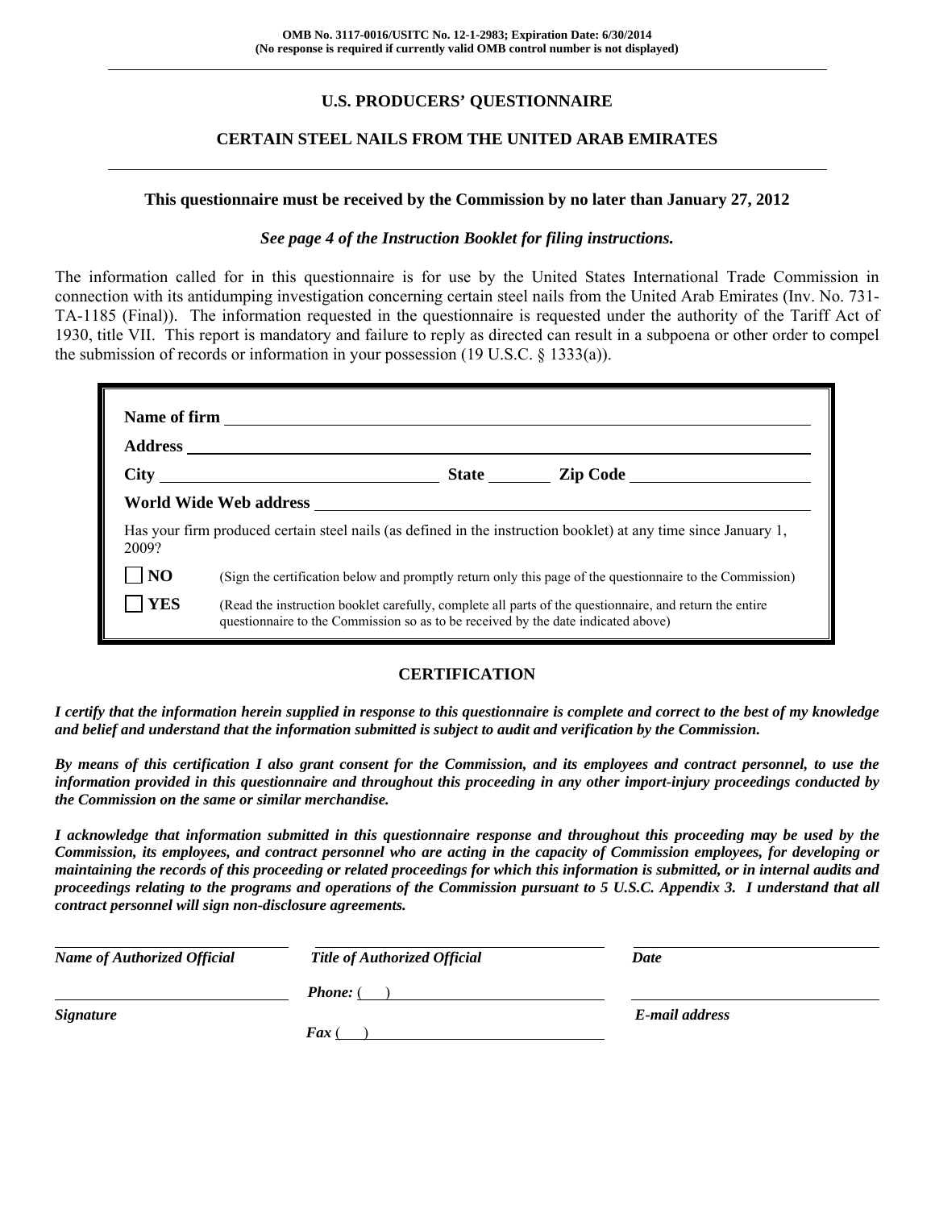OMB No. 3117-0016/USITC No. 12-1-2983; Expiration Date: 6/30/2014
(No response is required if currently valid OMB control number is not displayed)

## U.S. PRODUCERS' QUESTIONNAIRE

## CERTAIN STEEL NAILS FROM THE UNITED ARAB EMIRATES

**This questionnaire must be received by the Commission by no later than January 27, 2012**

***See page 4 of the Instruction Booklet for filing instructions.***

The information called for in this questionnaire is for use by the United States International Trade Commission in connection with its antidumping investigation concerning certain steel nails from the United Arab Emirates (Inv. No. 731-TA-1185 (Final)). The information requested in the questionnaire is requested under the authority of the Tariff Act of 1930, title VII. This report is mandatory and failure to reply as directed can result in a subpoena or other order to compel the submission of records or information in your possession (19 U.S.C. § 1333(a)).

**Name of firm** ______________________________

**Address** ______________________________

**City** ______________ **State** ________ **Zip Code** ______________

**World Wide Web address** ______________________________

Has your firm produced certain steel nails (as defined in the instruction booklet) at any time since January 1, 2009?

☐ **NO** (Sign the certification below and promptly return only this page of the questionnaire to the Commission)

☐ **YES** (Read the instruction booklet carefully, complete all parts of the questionnaire, and return the entire questionnaire to the Commission so as to be received by the date indicated above)

## CERTIFICATION

***I certify that the information herein supplied in response to this questionnaire is complete and correct to the best of my knowledge and belief and understand that the information submitted is subject to audit and verification by the Commission.***

***By means of this certification I also grant consent for the Commission, and its employees and contract personnel, to use the information provided in this questionnaire and throughout this proceeding in any other import-injury proceedings conducted by the Commission on the same or similar merchandise.***

***I acknowledge that information submitted in this questionnaire response and throughout this proceeding may be used by the Commission, its employees, and contract personnel who are acting in the capacity of Commission employees, for developing or maintaining the records of this proceeding or related proceedings for which this information is submitted, or in internal audits and proceedings relating to the programs and operations of the Commission pursuant to 5 U.S.C. Appendix 3. I understand that all contract personnel will sign non-disclosure agreements.***

______________________ ______________________ ______________________
***Name of Authorized Official*** ***Title of Authorized Official*** ***Date***

______________________ ***Phone:*** ( ) ______________ ______________________
***Signature*** ***E-mail address***

***Fax*** ( ) ______________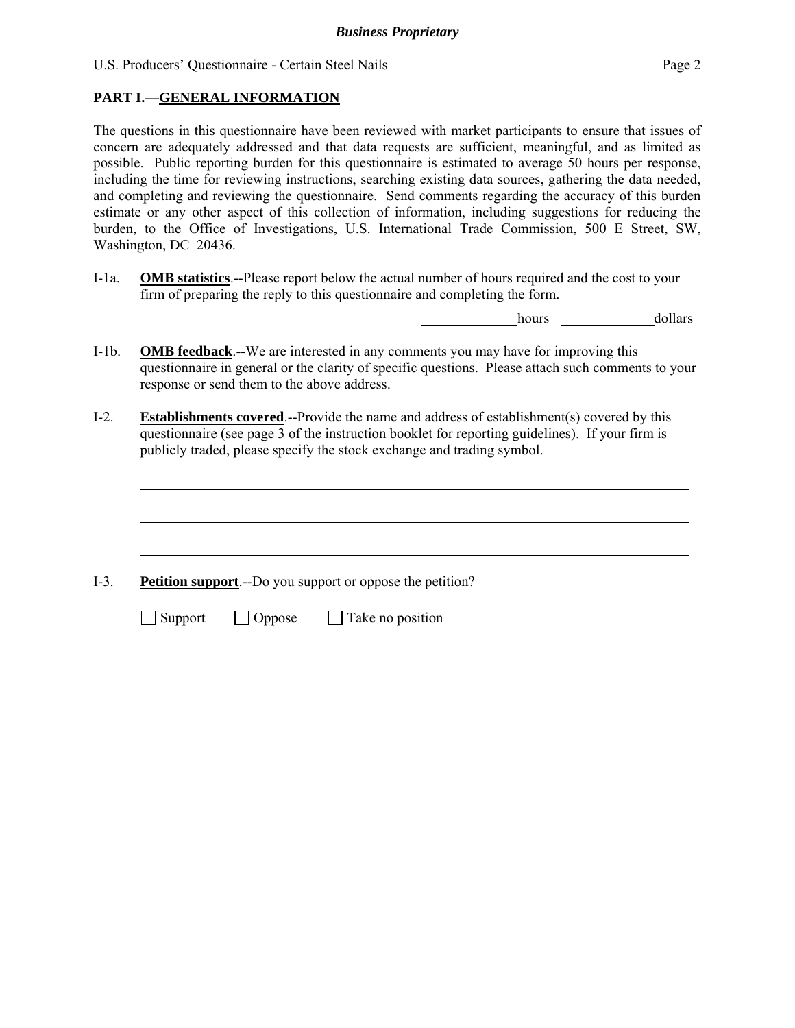## PART I.—GENERAL INFORMATION

The questions in this questionnaire have been reviewed with market participants to ensure that issues of concern are adequately addressed and that data requests are sufficient, meaningful, and as limited as possible. Public reporting burden for this questionnaire is estimated to average 50 hours per response, including the time for reviewing instructions, searching existing data sources, gathering the data needed, and completing and reviewing the questionnaire. Send comments regarding the accuracy of this burden estimate or any other aspect of this collection of information, including suggestions for reducing the burden, to the Office of Investigations, U.S. International Trade Commission, 500 E Street, SW, Washington, DC 20436.

I-1a. **OMB statistics**.--Please report below the actual number of hours required and the cost to your firm of preparing the reply to this questionnaire and completing the form.

______________ hours ______________ dollars

I-1b. **OMB feedback**.--We are interested in any comments you may have for improving this questionnaire in general or the clarity of specific questions. Please attach such comments to your response or send them to the above address.

I-2. **Establishments covered**.--Provide the name and address of establishment(s) covered by this questionnaire (see page 3 of the instruction booklet for reporting guidelines). If your firm is publicly traded, please specify the stock exchange and trading symbol.

________________________________________________________________________________

________________________________________________________________________________

________________________________________________________________________________

I-3. **Petition support**.--Do you support or oppose the petition?

☐ Support ☐ Oppose ☐ Take no position

________________________________________________________________________________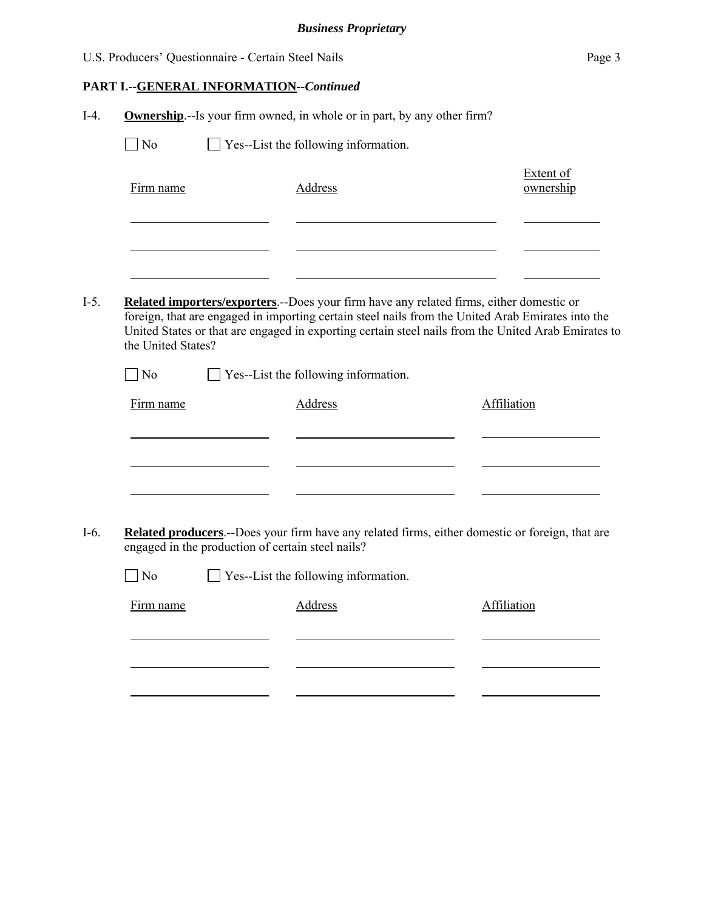**PART I.--GENERAL INFORMATION--*Continued***

I-4. **Ownership**.--Is your firm owned, in whole or in part, by any other firm?

☐ No ☐ Yes--List the following information.

| Firm name | Address | Extent of ownership |
| --- | --- | --- |
| | | |
| | | |
| | | |

I-5. **Related importers/exporters**.--Does your firm have any related firms, either domestic or foreign, that are engaged in importing certain steel nails from the United Arab Emirates into the United States or that are engaged in exporting certain steel nails from the United Arab Emirates to the United States?

☐ No ☐ Yes--List the following information.

| Firm name | Address | Affiliation |
| --- | --- | --- |
| | | |
| | | |
| | | |

I-6. **Related producers**.--Does your firm have any related firms, either domestic or foreign, that are engaged in the production of certain steel nails?

☐ No ☐ Yes--List the following information.

| Firm name | Address | Affiliation |
| --- | --- | --- |
| | | |
| | | |
| | | |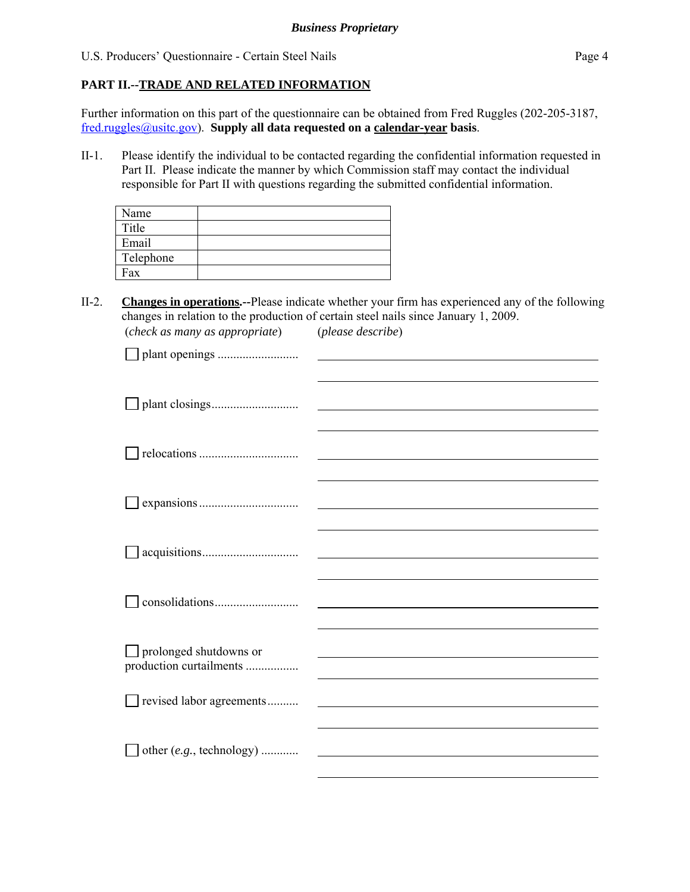**Business Proprietary**

U.S. Producers' Questionnaire - Certain Steel Nails

## PART II.--TRADE AND RELATED INFORMATION

Further information on this part of the questionnaire can be obtained from Fred Ruggles (202-205-3187, fred.ruggles@usitc.gov). **Supply all data requested on a calendar-year basis**.

II-1. Please identify the individual to be contacted regarding the confidential information requested in Part II. Please indicate the manner by which Commission staff may contact the individual responsible for Part II with questions regarding the submitted confidential information.

| | |
|---|---|
| Name | |
| Title | |
| Email | |
| Telephone | |
| Fax | |

II-2. **Changes in operations.**--Please indicate whether your firm has experienced any of the following changes in relation to the production of certain steel nails since January 1, 2009.

(*check as many as appropriate*) (*please describe*)

☐ plant openings .......................... ______________________________

☐ plant closings............................ ______________________________

☐ relocations ................................ ______________________________

☐ expansions ................................ ______________________________

☐ acquisitions............................... ______________________________

☐ consolidations........................... ______________________________

☐ prolonged shutdowns or production curtailments ................. ______________________________

☐ revised labor agreements.......... ______________________________

☐ other (*e.g.*, technology) ............ ______________________________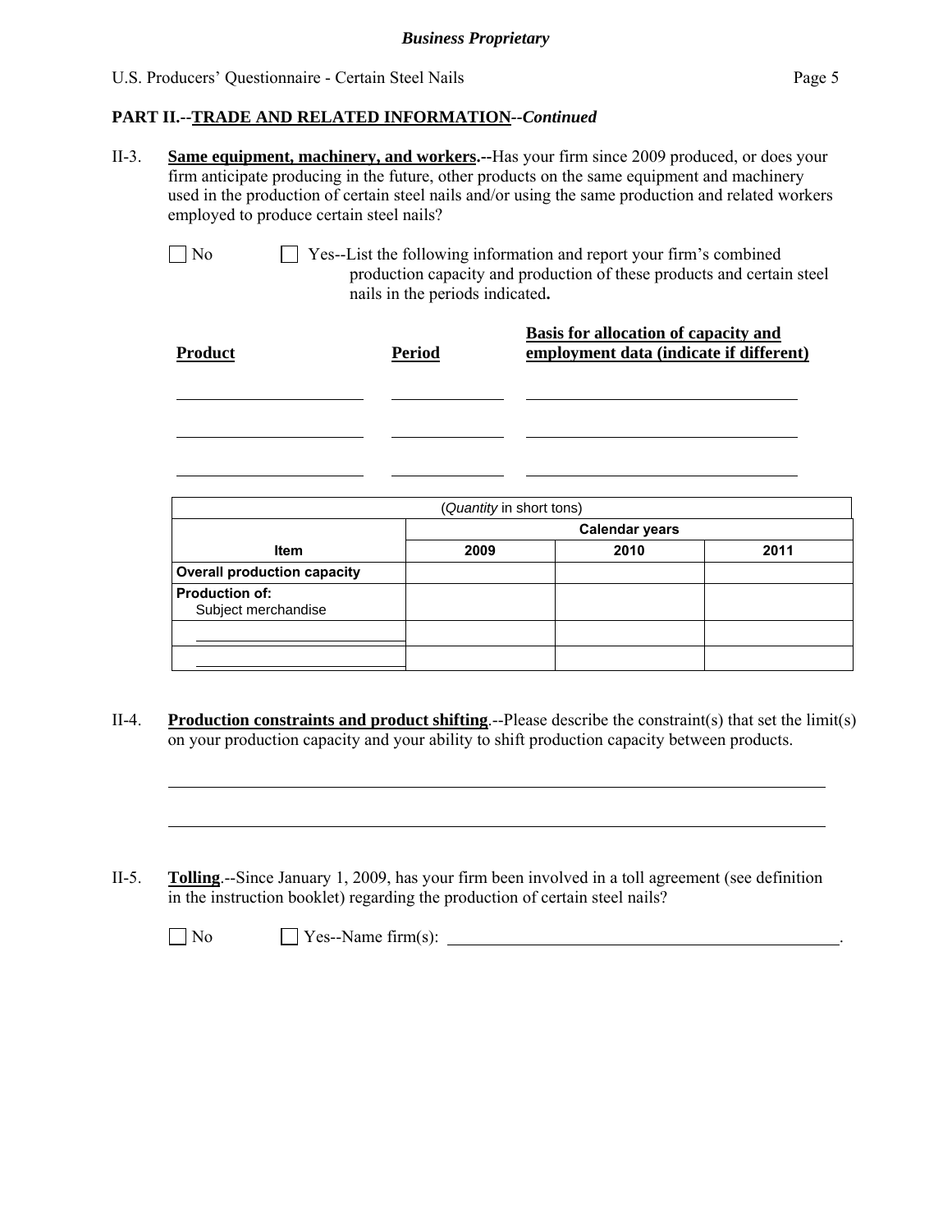## PART II.--TRADE AND RELATED INFORMATION--*Continued*

II-3. **Same equipment, machinery, and workers.--**Has your firm since 2009 produced, or does your firm anticipate producing in the future, other products on the same equipment and machinery used in the production of certain steel nails and/or using the same production and related workers employed to produce certain steel nails?

☐ No ☐ Yes--List the following information and report your firm's combined production capacity and production of these products and certain steel nails in the periods indicated**.**

| **Product** | **Period** | **Basis for allocation of capacity and employment data (indicate if different)** |
|---|---|---|
| | | |
| | | |
| | | |

| (*Quantity* in short tons) | | | |
|---|---|---|---|
| | Calendar years | | |
| **Item** | **2009** | **2010** | **2011** |
| **Overall production capacity** | | | |
| **Production of:**<br>Subject merchandise | | | |
| | | | |
| | | | |

II-4. **Production constraints and product shifting**.--Please describe the constraint(s) that set the limit(s) on your production capacity and your ability to shift production capacity between products.

______________________________________________________________________________

______________________________________________________________________________

II-5. **Tolling**.--Since January 1, 2009, has your firm been involved in a toll agreement (see definition in the instruction booklet) regarding the production of certain steel nails?

☐ No ☐ Yes--Name firm(s): ______________________________________________.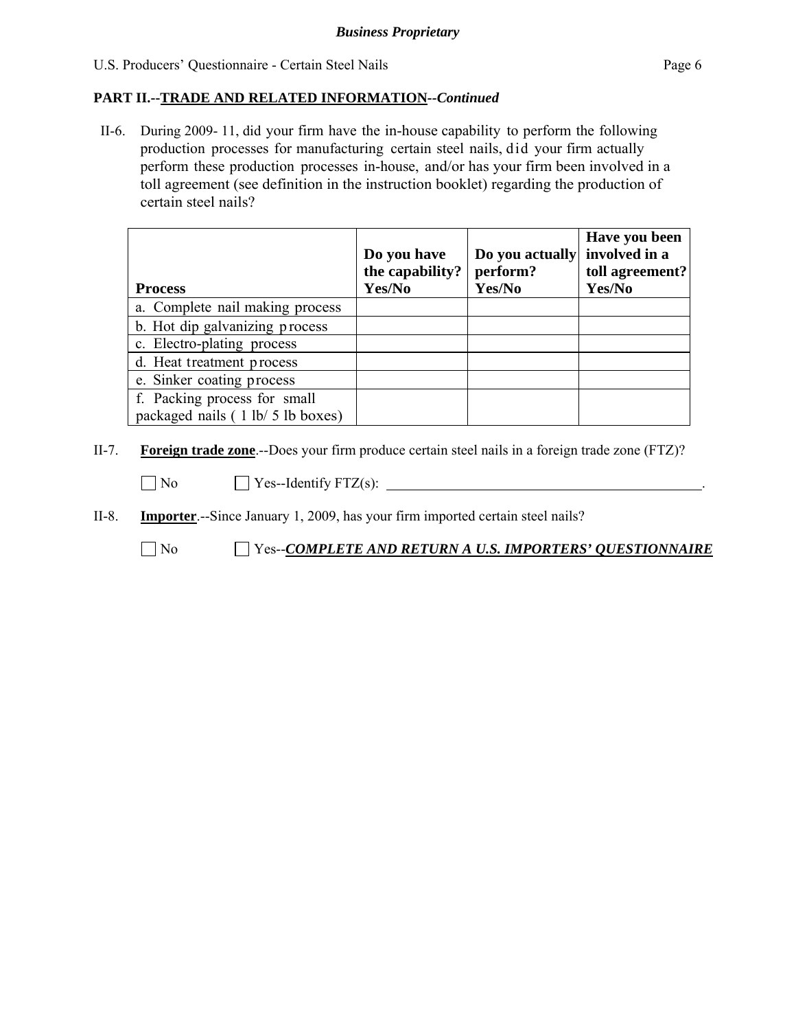## PART II.--TRADE AND RELATED INFORMATION--*Continued*

II-6. During 2009- 11, did your firm have the in-house capability to perform the following production processes for manufacturing certain steel nails, did your firm actually perform these production processes in-house, and/or has your firm been involved in a toll agreement (see definition in the instruction booklet) regarding the production of certain steel nails?

| Process | Do you have the capability? Yes/No | Do you actually perform? Yes/No | Have you been involved in a toll agreement? Yes/No |
|---|---|---|---|
| a. Complete nail making process | | | |
| b. Hot dip galvanizing process | | | |
| c. Electro-plating process | | | |
| d. Heat treatment process | | | |
| e. Sinker coating process | | | |
| f. Packing process for small packaged nails ( 1 lb/ 5 lb boxes) | | | |

II-7. **Foreign trade zone**.--Does your firm produce certain steel nails in a foreign trade zone (FTZ)?

☐ No ☐ Yes--Identify FTZ(s): ______________________________.

II-8. **Importer**.--Since January 1, 2009, has your firm imported certain steel nails?

☐ No ☐ Yes--***COMPLETE AND RETURN A U.S. IMPORTERS' QUESTIONNAIRE***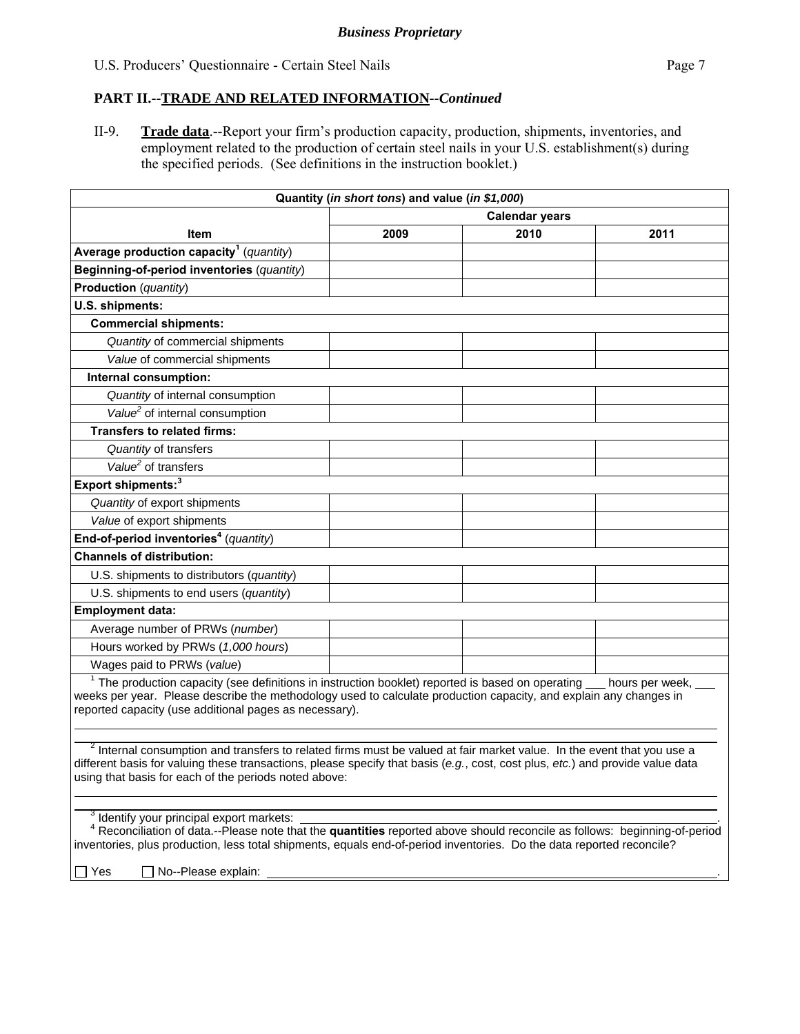*Business Proprietary*

U.S. Producers' Questionnaire - Certain Steel Nails

## PART II.--TRADE AND RELATED INFORMATION--*Continued*

II-9. **Trade data**.--Report your firm's production capacity, production, shipments, inventories, and employment related to the production of certain steel nails in your U.S. establishment(s) during the specified periods. (See definitions in the instruction booklet.)

| Quantity (*in short tons*) and value (*in $1,000*) | | | |
|---|---|---|---|
| | Calendar years | | |
| **Item** | **2009** | **2010** | **2011** |
| **Average production capacity**[1] (*quantity*) | | | |
| **Beginning-of-period inventories** (*quantity*) | | | |
| **Production** (*quantity*) | | | |
| **U.S. shipments:** | | | |
| **Commercial shipments:** | | | |
| *Quantity* of commercial shipments | | | |
| *Value* of commercial shipments | | | |
| **Internal consumption:** | | | |
| *Quantity* of internal consumption | | | |
| *Value*[2] of internal consumption | | | |
| **Transfers to related firms:** | | | |
| *Quantity* of transfers | | | |
| *Value*[2] of transfers | | | |
| **Export shipments:**[3] | | | |
| *Quantity* of export shipments | | | |
| *Value* of export shipments | | | |
| **End-of-period inventories**[4] (*quantity*) | | | |
| **Channels of distribution:** | | | |
| U.S. shipments to distributors (*quantity*) | | | |
| U.S. shipments to end users (*quantity*) | | | |
| **Employment data:** | | | |
| Average number of PRWs (*number*) | | | |
| Hours worked by PRWs (*1,000 hours*) | | | |
| Wages paid to PRWs (*value*) | | | |

[1] The production capacity (see definitions in instruction booklet) reported is based on operating ___ hours per week, ___ weeks per year. Please describe the methodology used to calculate production capacity, and explain any changes in reported capacity (use additional pages as necessary).

______________________________________________________________________

______________________________________________________________________

[2] Internal consumption and transfers to related firms must be valued at fair market value. In the event that you use a different basis for valuing these transactions, please specify that basis (*e.g.*, cost, cost plus, *etc.*) and provide value data using that basis for each of the periods noted above:

______________________________________________________________________

______________________________________________________________________

[3] Identify your principal export markets: ______________________________________________.

[4] Reconciliation of data.--Please note that the **quantities** reported above should reconcile as follows: beginning-of-period inventories, plus production, less total shipments, equals end-of-period inventories. Do the data reported reconcile?

☐ Yes ☐ No--Please explain: ______________________________________________.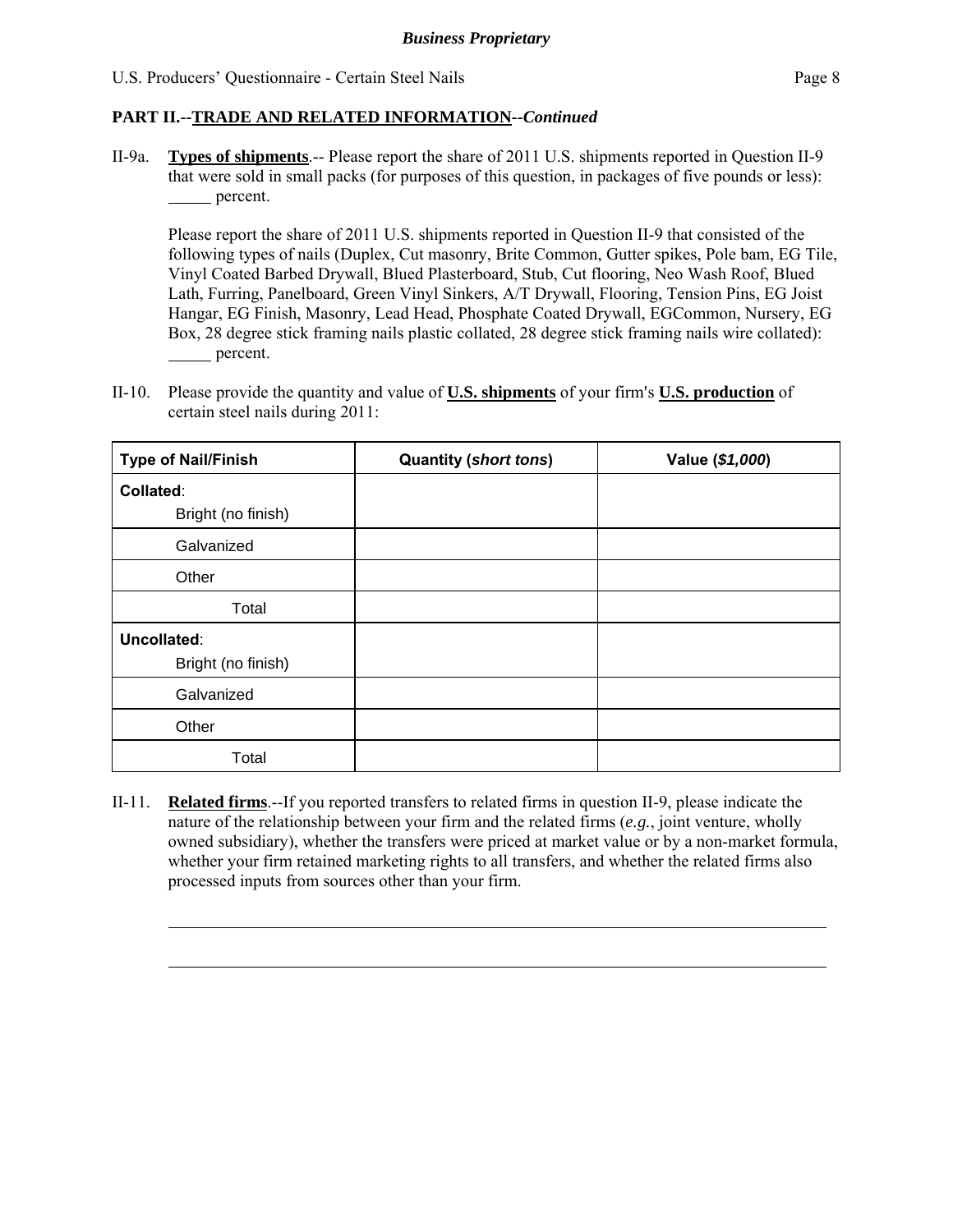## PART II.--TRADE AND RELATED INFORMATION--*Continued*

II-9a. **Types of shipments**.-- Please report the share of 2011 U.S. shipments reported in Question II-9 that were sold in small packs (for purposes of this question, in packages of five pounds or less): _____ percent.

Please report the share of 2011 U.S. shipments reported in Question II-9 that consisted of the following types of nails (Duplex, Cut masonry, Brite Common, Gutter spikes, Pole bam, EG Tile, Vinyl Coated Barbed Drywall, Blued Plasterboard, Stub, Cut flooring, Neo Wash Roof, Blued Lath, Furring, Panelboard, Green Vinyl Sinkers, A/T Drywall, Flooring, Tension Pins, EG Joist Hangar, EG Finish, Masonry, Lead Head, Phosphate Coated Drywall, EGCommon, Nursery, EG Box, 28 degree stick framing nails plastic collated, 28 degree stick framing nails wire collated): _____ percent.

II-10. Please provide the quantity and value of **U.S. shipments** of your firm's **U.S. production** of certain steel nails during 2011:

| Type of Nail/Finish | Quantity (*short tons*) | Value (*$1,000*) |
|---|---|---|
| **Collated**: Bright (no finish) | | |
| Galvanized | | |
| Other | | |
| Total | | |
| **Uncollated**: Bright (no finish) | | |
| Galvanized | | |
| Other | | |
| Total | | |

II-11. **Related firms**.--If you reported transfers to related firms in question II-9, please indicate the nature of the relationship between your firm and the related firms (*e.g.*, joint venture, wholly owned subsidiary), whether the transfers were priced at market value or by a non-market formula, whether your firm retained marketing rights to all transfers, and whether the related firms also processed inputs from sources other than your firm.

______________________________________________________________________

______________________________________________________________________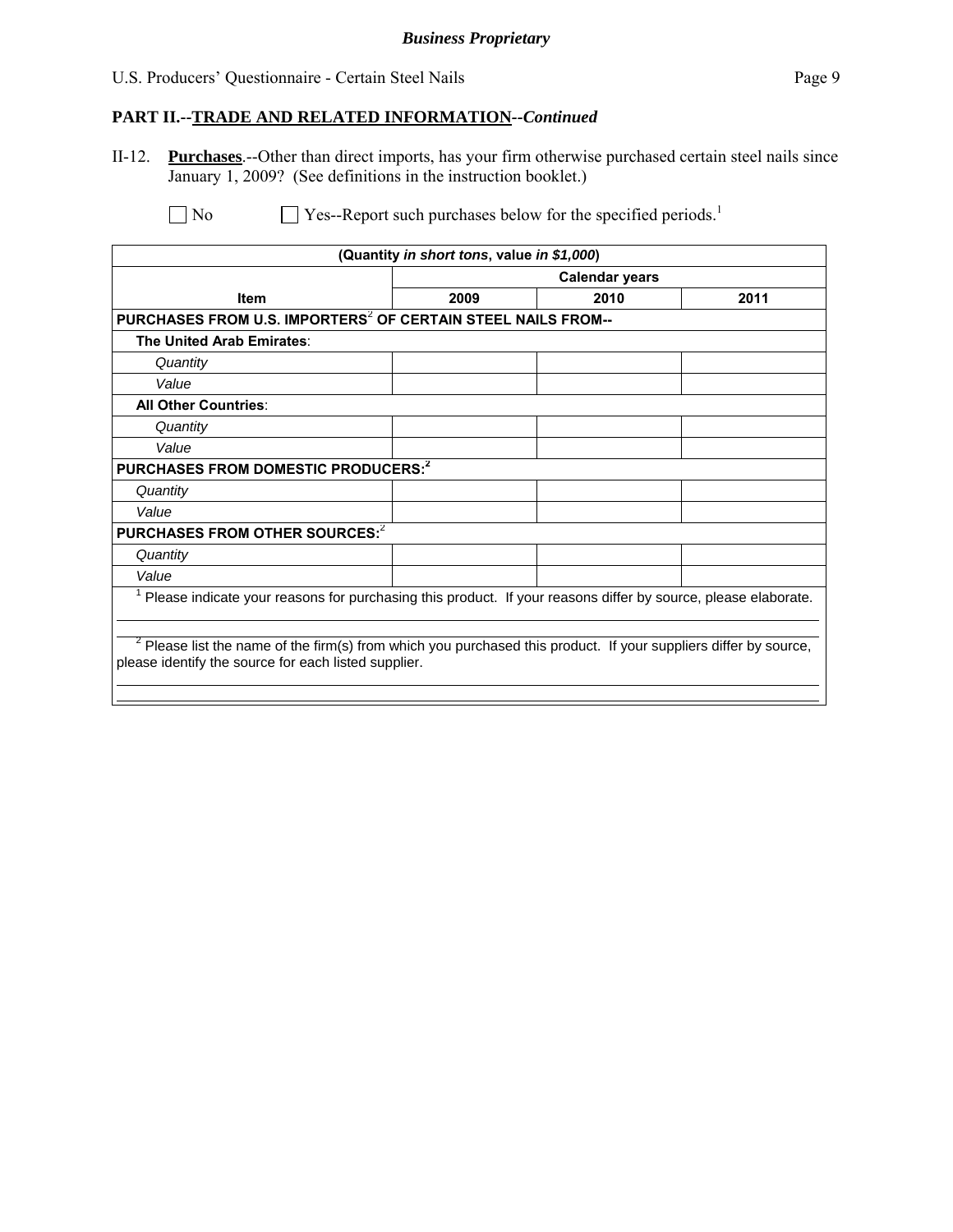## PART II.--TRADE AND RELATED INFORMATION--*Continued*

II-12. **Purchases**.--Other than direct imports, has your firm otherwise purchased certain steel nails since January 1, 2009? (See definitions in the instruction booklet.)

☐ No ☐ Yes--Report such purchases below for the specified periods.[1]

| (Quantity *in short tons*, value *in $1,000*) | | | |
|---|---|---|---|
| | Calendar years | | |
| **Item** | **2009** | **2010** | **2011** |
| **PURCHASES FROM U.S. IMPORTERS[2] OF CERTAIN STEEL NAILS FROM--** | | | |
| **The United Arab Emirates**: | | | |
| *Quantity* | | | |
| *Value* | | | |
| **All Other Countries**: | | | |
| *Quantity* | | | |
| *Value* | | | |
| **PURCHASES FROM DOMESTIC PRODUCERS:[2]** | | | |
| *Quantity* | | | |
| *Value* | | | |
| **PURCHASES FROM OTHER SOURCES:[2]** | | | |
| *Quantity* | | | |
| *Value* | | | |

[1] Please indicate your reasons for purchasing this product. If your reasons differ by source, please elaborate.

[2] Please list the name of the firm(s) from which you purchased this product. If your suppliers differ by source, please identify the source for each listed supplier.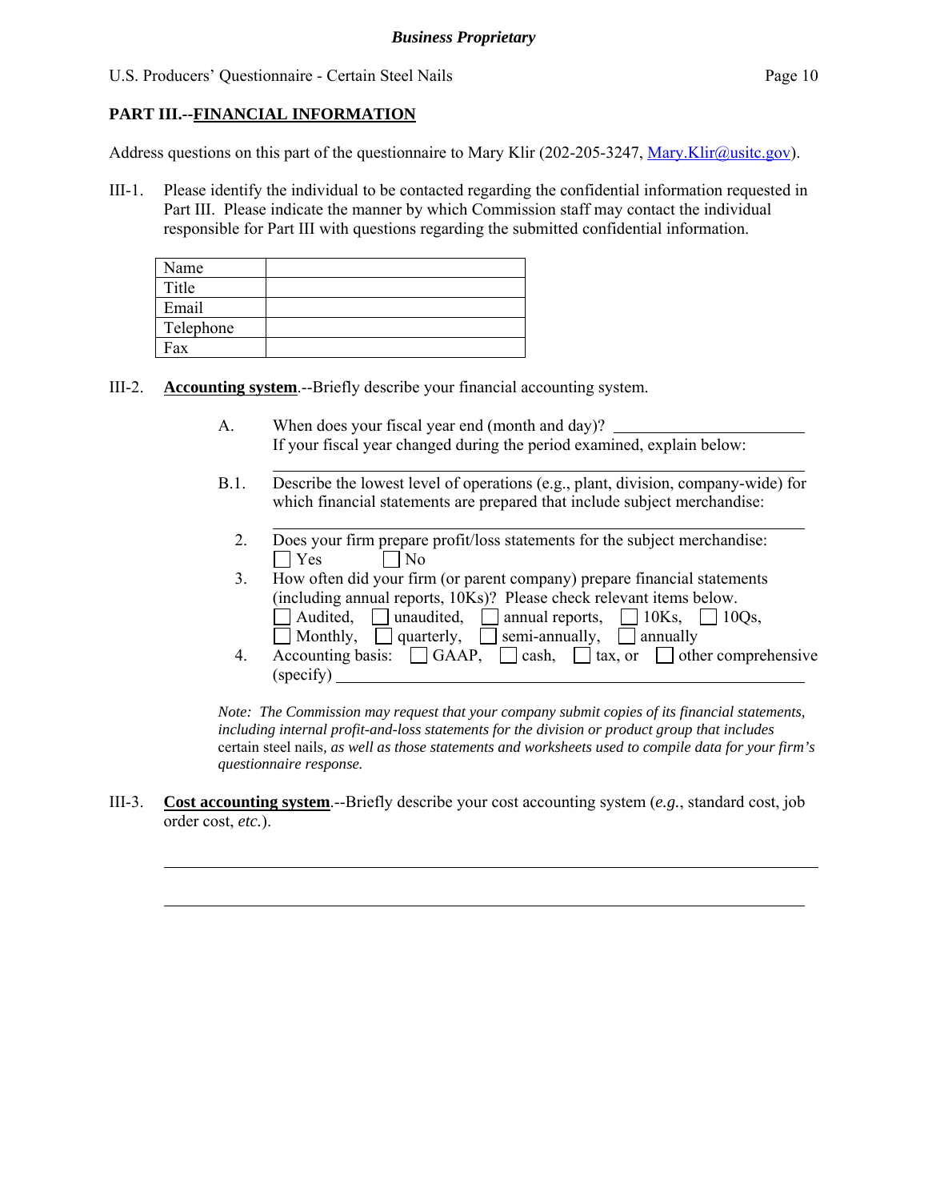## PART III.--<u>FINANCIAL INFORMATION</u>

Address questions on this part of the questionnaire to Mary Klir (202-205-3247, Mary.Klir@usitc.gov).

III-1. Please identify the individual to be contacted regarding the confidential information requested in Part III. Please indicate the manner by which Commission staff may contact the individual responsible for Part III with questions regarding the submitted confidential information.

| Name | |
|---|---|
| Title | |
| Email | |
| Telephone | |
| Fax | |

III-2. **<u>Accounting system</u>**.--Briefly describe your financial accounting system.

A. When does your fiscal year end (month and day)? ______________________
If your fiscal year changed during the period examined, explain below:

______________________________________________

B.1. Describe the lowest level of operations (e.g., plant, division, company-wide) for which financial statements are prepared that include subject merchandise:

______________________________________________

2. Does your firm prepare profit/loss statements for the subject merchandise:
☐ Yes ☐ No

3. How often did your firm (or parent company) prepare financial statements (including annual reports, 10Ks)? Please check relevant items below.
☐ Audited, ☐ unaudited, ☐ annual reports, ☐ 10Ks, ☐ 10Qs,
☐ Monthly, ☐ quarterly, ☐ semi-annually, ☐ annually

4. Accounting basis: ☐ GAAP, ☐ cash, ☐ tax, or ☐ other comprehensive (specify) ______________________________________________

*Note: The Commission may request that your company submit copies of its financial statements, including internal profit-and-loss statements for the division or product group that includes* certain steel nails, *as well as those statements and worksheets used to compile data for your firm's questionnaire response.*

III-3. **<u>Cost accounting system</u>**.--Briefly describe your cost accounting system (*e.g.*, standard cost, job order cost, *etc.*).

______________________________________________

______________________________________________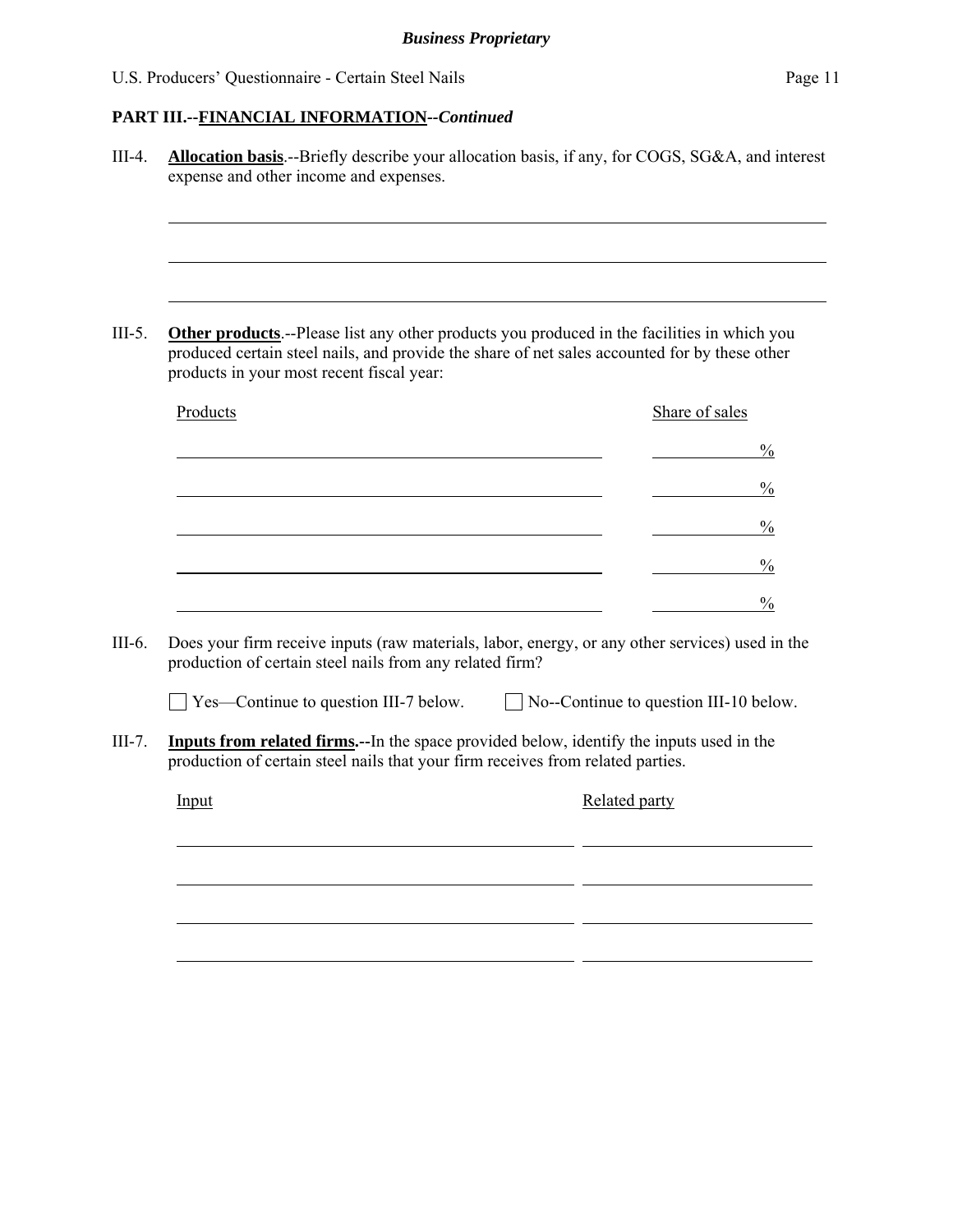**PART III.--FINANCIAL INFORMATION--*Continued***

III-4. **Allocation basis**.--Briefly describe your allocation basis, if any, for COGS, SG&A, and interest expense and other income and expenses.

______________________________________________________________________

______________________________________________________________________

______________________________________________________________________

III-5. **Other products**.--Please list any other products you produced in the facilities in which you produced certain steel nails, and provide the share of net sales accounted for by these other products in your most recent fiscal year:

| Products | Share of sales |
| --- | --- |
| | % |
| | % |
| | % |
| | % |
| | % |

III-6. Does your firm receive inputs (raw materials, labor, energy, or any other services) used in the production of certain steel nails from any related firm?

☐ Yes—Continue to question III-7 below. ☐ No--Continue to question III-10 below.

III-7. **Inputs from related firms.**--In the space provided below, identify the inputs used in the production of certain steel nails that your firm receives from related parties.

| Input | Related party |
| --- | --- |
| | |
| | |
| | |
| | |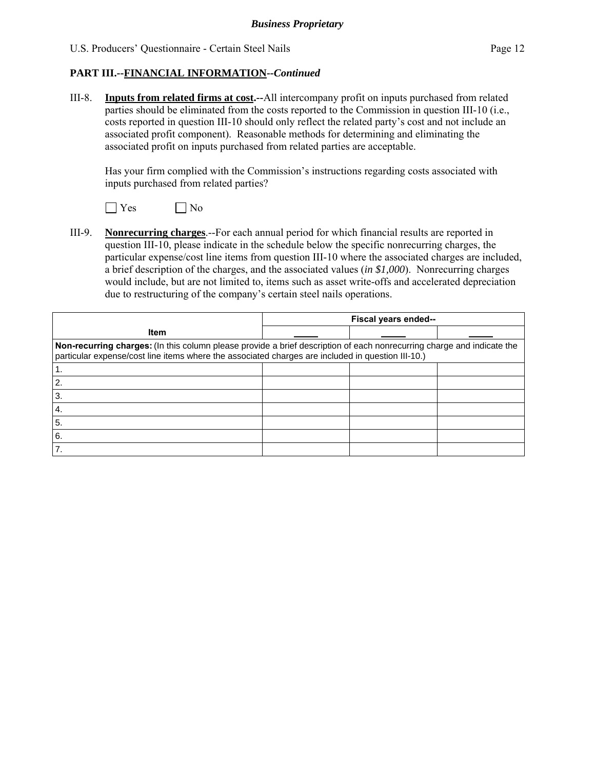## PART III.--FINANCIAL INFORMATION--*Continued*

III-8. **Inputs from related firms at cost.--**All intercompany profit on inputs purchased from related parties should be eliminated from the costs reported to the Commission in question III-10 (i.e., costs reported in question III-10 should only reflect the related party's cost and not include an associated profit component). Reasonable methods for determining and eliminating the associated profit on inputs purchased from related parties are acceptable.

Has your firm complied with the Commission's instructions regarding costs associated with inputs purchased from related parties?

☐ Yes ☐ No

III-9. **Nonrecurring charges**.--For each annual period for which financial results are reported in question III-10, please indicate in the schedule below the specific nonrecurring charges, the particular expense/cost line items from question III-10 where the associated charges are included, a brief description of the charges, and the associated values (*in $1,000*). Nonrecurring charges would include, but are not limited to, items such as asset write-offs and accelerated depreciation due to restructuring of the company's certain steel nails operations.

| Item | Fiscal years ended-- | | |
|---|---|---|---|
| | _____ | _____ | _____ |
| **Non-recurring charges:** (In this column please provide a brief description of each nonrecurring charge and indicate the particular expense/cost line items where the associated charges are included in question III-10.) | | | |
| 1. | | | |
| 2. | | | |
| 3. | | | |
| 4. | | | |
| 5. | | | |
| 6. | | | |
| 7. | | | |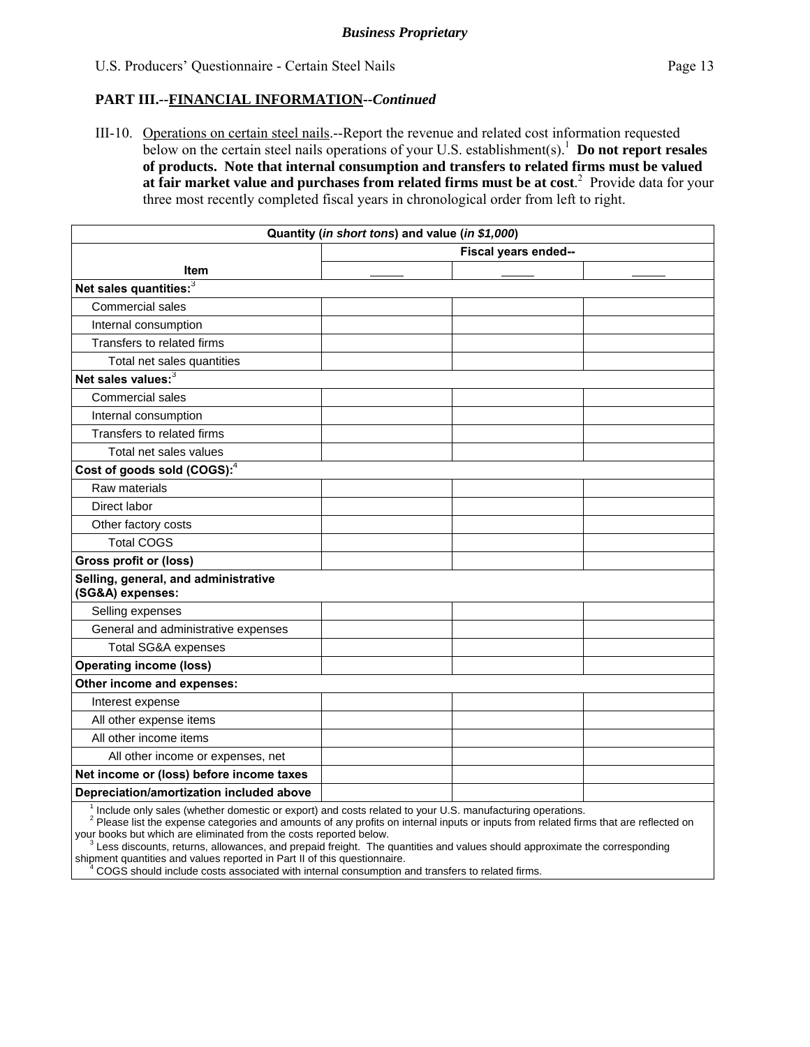*Business Proprietary*

## PART III.--FINANCIAL INFORMATION--*Continued*

III-10. Operations on certain steel nails.--Report the revenue and related cost information requested below on the certain steel nails operations of your U.S. establishment(s).[1] **Do not report resales of products. Note that internal consumption and transfers to related firms must be valued at fair market value and purchases from related firms must be at cost**.[2] Provide data for your three most recently completed fiscal years in chronological order from left to right.

| Quantity (*in short tons*) and value (*in $1,000*) | | | |
|---|---|---|---|
| | Fiscal years ended-- | | |
| **Item** | _____ | _____ | _____ |
| **Net sales quantities:**[3] | | | |
| Commercial sales | | | |
| Internal consumption | | | |
| Transfers to related firms | | | |
| Total net sales quantities | | | |
| **Net sales values:**[3] | | | |
| Commercial sales | | | |
| Internal consumption | | | |
| Transfers to related firms | | | |
| Total net sales values | | | |
| **Cost of goods sold (COGS):**[4] | | | |
| Raw materials | | | |
| Direct labor | | | |
| Other factory costs | | | |
| Total COGS | | | |
| **Gross profit or (loss)** | | | |
| **Selling, general, and administrative (SG&A) expenses:** | | | |
| Selling expenses | | | |
| General and administrative expenses | | | |
| Total SG&A expenses | | | |
| **Operating income (loss)** | | | |
| **Other income and expenses:** | | | |
| Interest expense | | | |
| All other expense items | | | |
| All other income items | | | |
| All other income or expenses, net | | | |
| **Net income or (loss) before income taxes** | | | |
| **Depreciation/amortization included above** | | | |

[1] Include only sales (whether domestic or export) and costs related to your U.S. manufacturing operations.
[2] Please list the expense categories and amounts of any profits on internal inputs or inputs from related firms that are reflected on your books but which are eliminated from the costs reported below.
[3] Less discounts, returns, allowances, and prepaid freight. The quantities and values should approximate the corresponding shipment quantities and values reported in Part II of this questionnaire.
[4] COGS should include costs associated with internal consumption and transfers to related firms.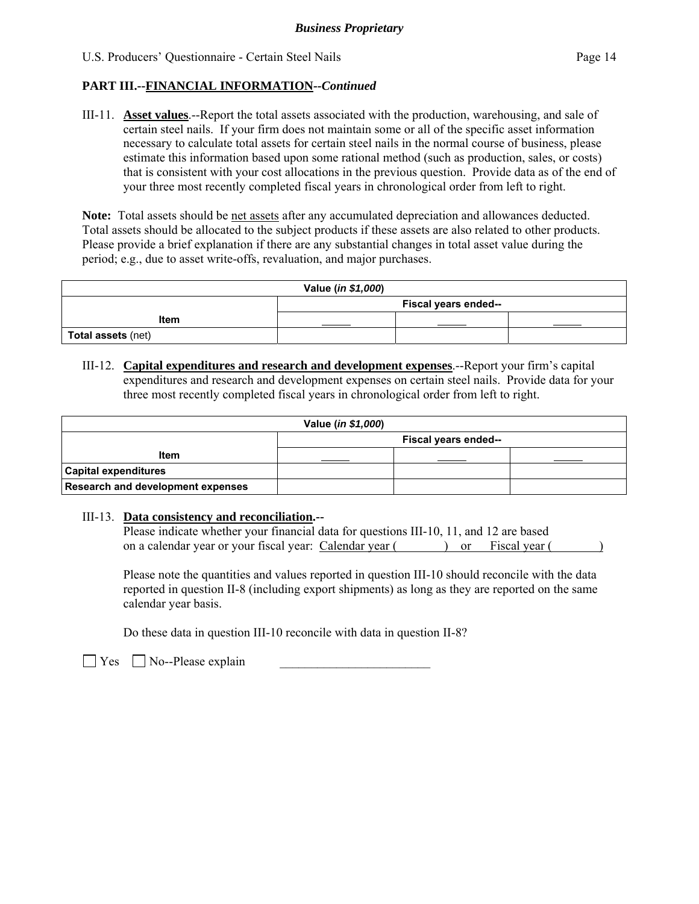## PART III.--FINANCIAL INFORMATION--*Continued*

III-11. **Asset values**.--Report the total assets associated with the production, warehousing, and sale of certain steel nails. If your firm does not maintain some or all of the specific asset information necessary to calculate total assets for certain steel nails in the normal course of business, please estimate this information based upon some rational method (such as production, sales, or costs) that is consistent with your cost allocations in the previous question. Provide data as of the end of your three most recently completed fiscal years in chronological order from left to right.

**Note:** Total assets should be net assets after any accumulated depreciation and allowances deducted. Total assets should be allocated to the subject products if these assets are also related to other products. Please provide a brief explanation if there are any substantial changes in total asset value during the period; e.g., due to asset write-offs, revaluation, and major purchases.

| Value (*in $1,000*) | | | |
|---|---|---|---|
| | Fiscal years ended-- | | |
| Item | _____ | _____ | _____ |
| **Total assets** (net) | | | |

III-12. **Capital expenditures and research and development expenses**.--Report your firm's capital expenditures and research and development expenses on certain steel nails. Provide data for your three most recently completed fiscal years in chronological order from left to right.

| Value (*in $1,000*) | | | |
|---|---|---|---|
| | Fiscal years ended-- | | |
| Item | _____ | _____ | _____ |
| **Capital expenditures** | | | |
| **Research and development expenses** | | | |

III-13. **Data consistency and reconciliation.--**

Please indicate whether your financial data for questions III-10, 11, and 12 are based on a calendar year or your fiscal year: Calendar year (        ) or Fiscal year (        )

Please note the quantities and values reported in question III-10 should reconcile with the data reported in question II-8 (including export shipments) as long as they are reported on the same calendar year basis.

Do these data in question III-10 reconcile with data in question II-8?

☐ Yes ☐ No--Please explain ________________________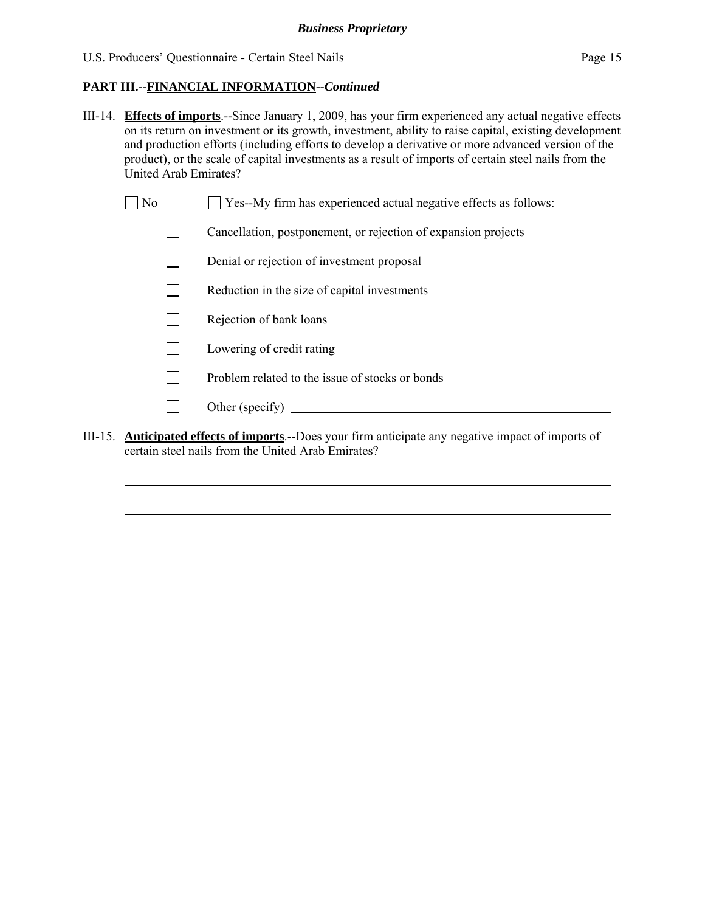**PART III.--FINANCIAL INFORMATION--*Continued***

III-14. **Effects of imports**.--Since January 1, 2009, has your firm experienced any actual negative effects on its return on investment or its growth, investment, ability to raise capital, existing development and production efforts (including efforts to develop a derivative or more advanced version of the product), or the scale of capital investments as a result of imports of certain steel nails from the United Arab Emirates?

☐ No ☐ Yes--My firm has experienced actual negative effects as follows:

- ☐ Cancellation, postponement, or rejection of expansion projects
- ☐ Denial or rejection of investment proposal
- ☐ Reduction in the size of capital investments
- ☐ Rejection of bank loans
- ☐ Lowering of credit rating
- ☐ Problem related to the issue of stocks or bonds
- ☐ Other (specify) ____________________

III-15. **Anticipated effects of imports**.--Does your firm anticipate any negative impact of imports of certain steel nails from the United Arab Emirates?

________________________________________

________________________________________

________________________________________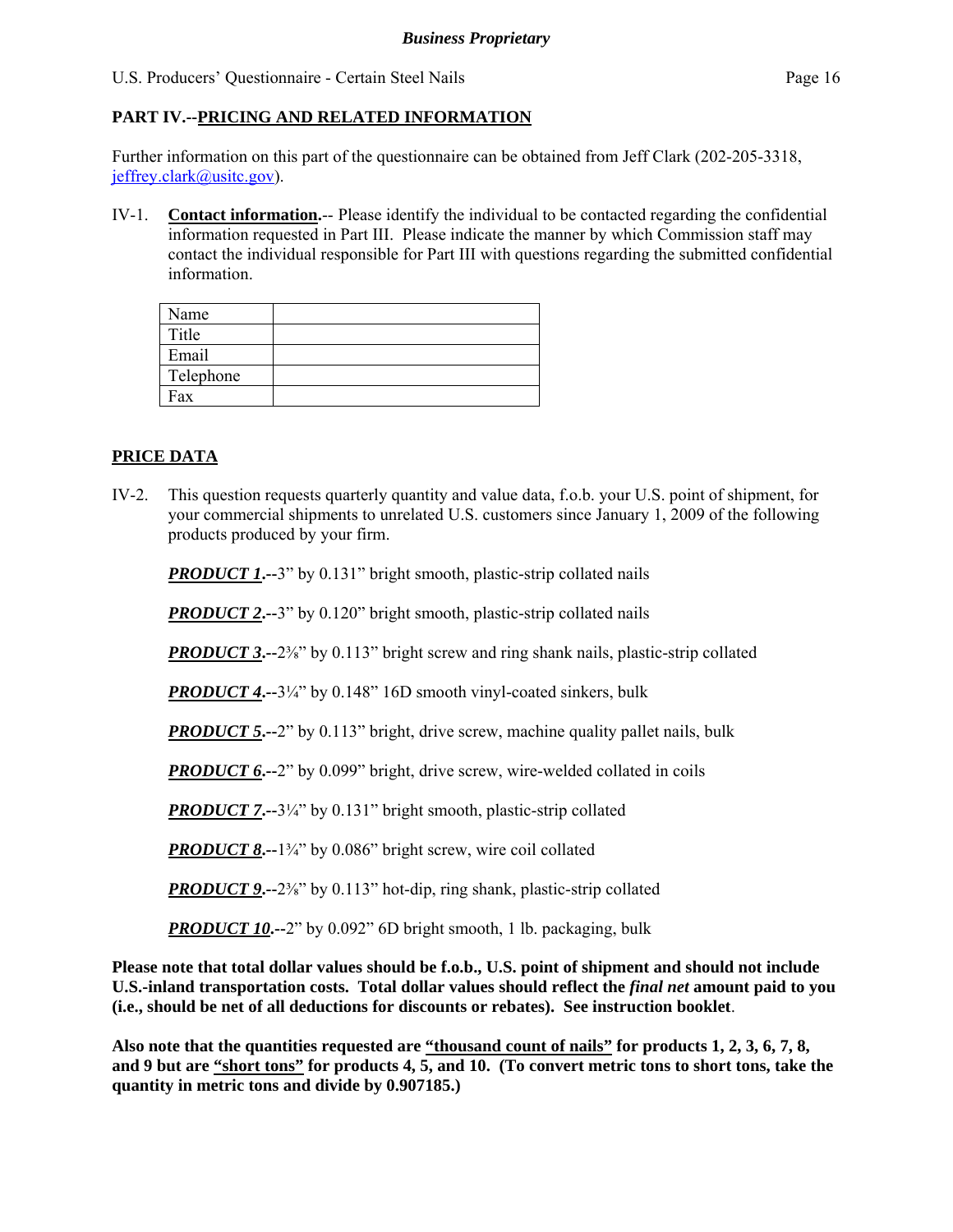## PART IV.--PRICING AND RELATED INFORMATION

Further information on this part of the questionnaire can be obtained from Jeff Clark (202-205-3318, jeffrey.clark@usitc.gov).

IV-1. **Contact information.**-- Please identify the individual to be contacted regarding the confidential information requested in Part III. Please indicate the manner by which Commission staff may contact the individual responsible for Part III with questions regarding the submitted confidential information.

| Name | |
|---|---|
| Title | |
| Email | |
| Telephone | |
| Fax | |

### PRICE DATA

IV-2. This question requests quarterly quantity and value data, f.o.b. your U.S. point of shipment, for your commercial shipments to unrelated U.S. customers since January 1, 2009 of the following products produced by your firm.

***PRODUCT 1.***--3" by 0.131" bright smooth, plastic-strip collated nails

***PRODUCT 2.***--3" by 0.120" bright smooth, plastic-strip collated nails

***PRODUCT 3.***--2⅜" by 0.113" bright screw and ring shank nails, plastic-strip collated

***PRODUCT 4.***--3¼" by 0.148" 16D smooth vinyl-coated sinkers, bulk

***PRODUCT 5.***--2" by 0.113" bright, drive screw, machine quality pallet nails, bulk

***PRODUCT 6.***--2" by 0.099" bright, drive screw, wire-welded collated in coils

***PRODUCT 7.***--3¼" by 0.131" bright smooth, plastic-strip collated

***PRODUCT 8.***--1¾" by 0.086" bright screw, wire coil collated

***PRODUCT 9.***--2⅜" by 0.113" hot-dip, ring shank, plastic-strip collated

***PRODUCT 10.***--2" by 0.092" 6D bright smooth, 1 lb. packaging, bulk

**Please note that total dollar values should be f.o.b., U.S. point of shipment and should not include U.S.-inland transportation costs. Total dollar values should reflect the *final net* amount paid to you (i.e., should be net of all deductions for discounts or rebates). See instruction booklet**.

**Also note that the quantities requested are "thousand count of nails" for products 1, 2, 3, 6, 7, 8, and 9 but are "short tons" for products 4, 5, and 10. (To convert metric tons to short tons, take the quantity in metric tons and divide by 0.907185.)**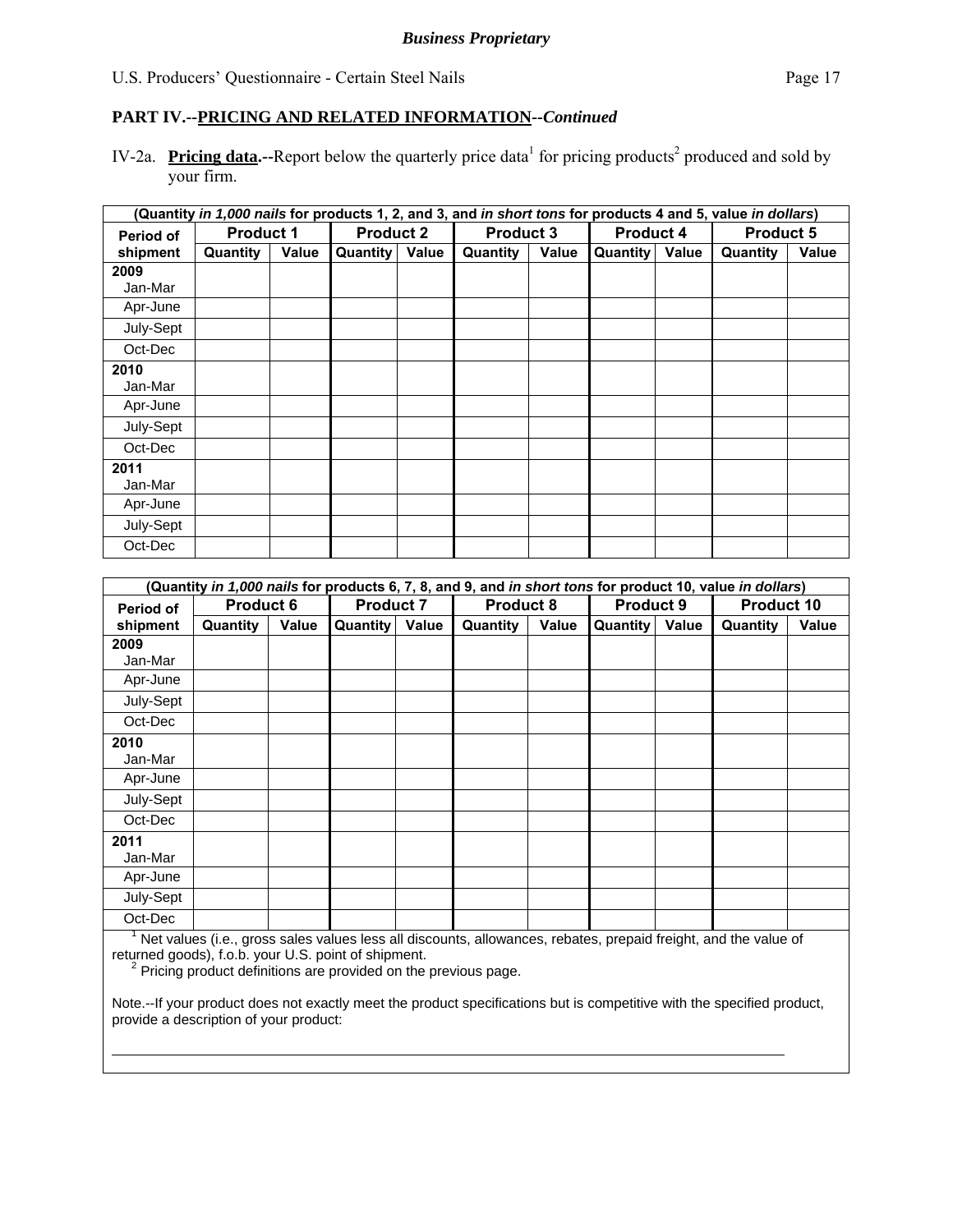*Business Proprietary*

## PART IV.--PRICING AND RELATED INFORMATION--*Continued*

IV-2a. **Pricing data.**--Report below the quarterly price data[1] for pricing products[2] produced and sold by your firm.

| (Quantity *in 1,000 nails* for products 1, 2, and 3, and *in short tons* for products 4 and 5, value *in dollars*) | | | | | | | | | | |
|---|---|---|---|---|---|---|---|---|---|---|
| Period of shipment | Product 1 | | Product 2 | | Product 3 | | Product 4 | | Product 5 | |
| | Quantity | Value | Quantity | Value | Quantity | Value | Quantity | Value | Quantity | Value |
| **2009** Jan-Mar | | | | | | | | | | |
| Apr-June | | | | | | | | | | |
| July-Sept | | | | | | | | | | |
| Oct-Dec | | | | | | | | | | |
| **2010** Jan-Mar | | | | | | | | | | |
| Apr-June | | | | | | | | | | |
| July-Sept | | | | | | | | | | |
| Oct-Dec | | | | | | | | | | |
| **2011** Jan-Mar | | | | | | | | | | |
| Apr-June | | | | | | | | | | |
| July-Sept | | | | | | | | | | |
| Oct-Dec | | | | | | | | | | |

| (Quantity *in 1,000 nails* for products 6, 7, 8, and 9, and *in short tons* for product 10, value *in dollars*) | | | | | | | | | | |
|---|---|---|---|---|---|---|---|---|---|---|
| Period of shipment | Product 6 | | Product 7 | | Product 8 | | Product 9 | | Product 10 | |
| | Quantity | Value | Quantity | Value | Quantity | Value | Quantity | Value | Quantity | Value |
| **2009** Jan-Mar | | | | | | | | | | |
| Apr-June | | | | | | | | | | |
| July-Sept | | | | | | | | | | |
| Oct-Dec | | | | | | | | | | |
| **2010** Jan-Mar | | | | | | | | | | |
| Apr-June | | | | | | | | | | |
| July-Sept | | | | | | | | | | |
| Oct-Dec | | | | | | | | | | |
| **2011** Jan-Mar | | | | | | | | | | |
| Apr-June | | | | | | | | | | |
| July-Sept | | | | | | | | | | |
| Oct-Dec | | | | | | | | | | |

[1] Net values (i.e., gross sales values less all discounts, allowances, rebates, prepaid freight, and the value of returned goods), f.o.b. your U.S. point of shipment.

[2] Pricing product definitions are provided on the previous page.

Note.--If your product does not exactly meet the product specifications but is competitive with the specified product, provide a description of your product:

______________________________________________________________________________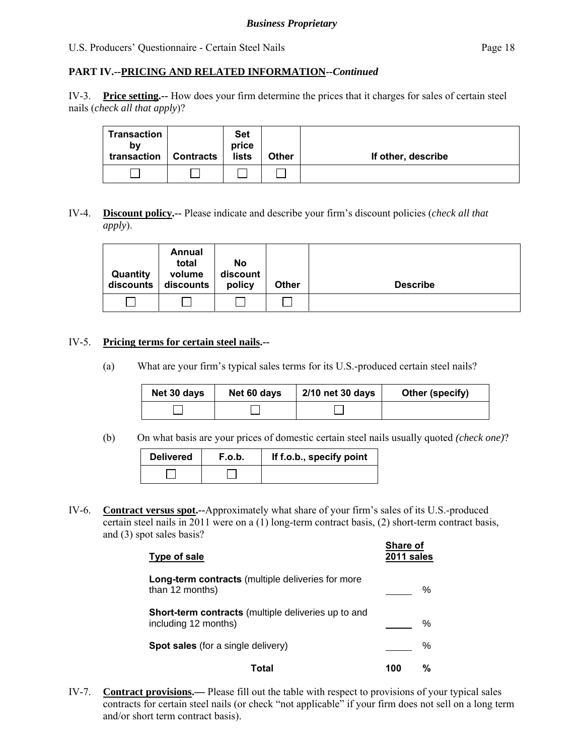**PART IV.--PRICING AND RELATED INFORMATION--*Continued***

IV-3. **Price setting.--** How does your firm determine the prices that it charges for sales of certain steel nails (*check all that apply*)?

| Transaction by transaction | Contracts | Set price lists | Other | If other, describe |
|---|---|---|---|---|
| ☐ | ☐ | ☐ | ☐ | |

IV-4. **Discount policy.--** Please indicate and describe your firm's discount policies (*check all that apply*).

| Quantity discounts | Annual total volume discounts | No discount policy | Other | Describe |
|---|---|---|---|---|
| ☐ | ☐ | ☐ | ☐ | |

IV-5. **Pricing terms for certain steel nails.--**

(a) What are your firm's typical sales terms for its U.S.-produced certain steel nails?

| Net 30 days | Net 60 days | 2/10 net 30 days | Other (specify) |
|---|---|---|---|
| ☐ | ☐ | ☐ | |

(b) On what basis are your prices of domestic certain steel nails usually quoted *(check one)*?

| Delivered | F.o.b. | If f.o.b., specify point |
|---|---|---|
| ☐ | ☐ | |

IV-6. **Contract versus spot.--**Approximately what share of your firm's sales of its U.S.-produced certain steel nails in 2011 were on a (1) long-term contract basis, (2) short-term contract basis, and (3) spot sales basis?

| Type of sale | Share of 2011 sales |
|---|---|
| **Long-term contracts** (multiple deliveries for more than 12 months) | _____ % |
| **Short-term contracts** (multiple deliveries up to and including 12 months) | _____ % |
| **Spot sales** (for a single delivery) | _____ % |
| **Total** | **100 %** |

IV-7. **Contract provisions.—** Please fill out the table with respect to provisions of your typical sales contracts for certain steel nails (or check "not applicable" if your firm does not sell on a long term and/or short term contract basis).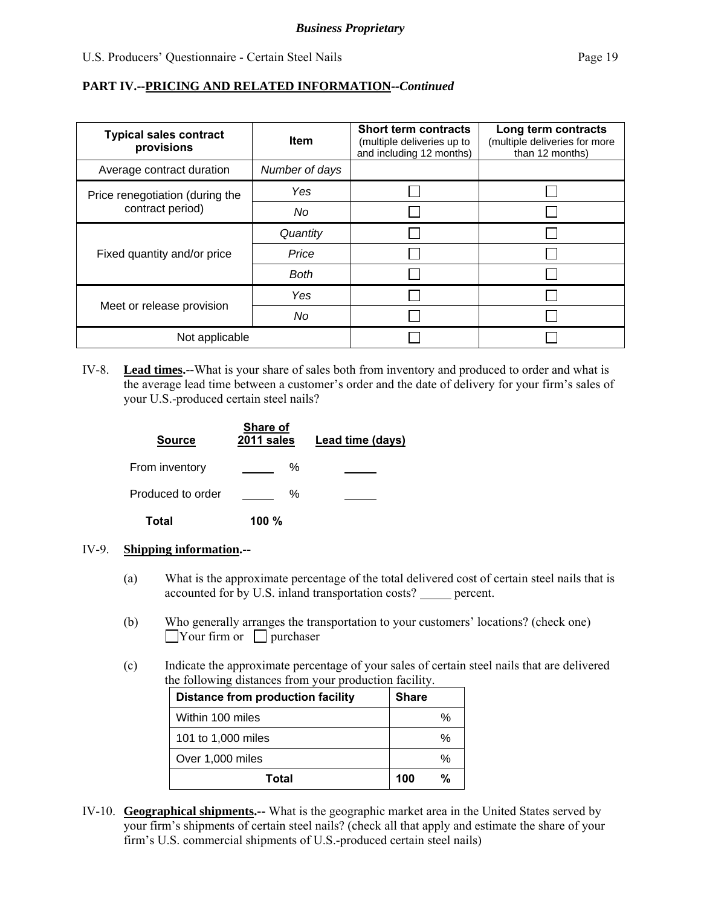## PART IV.--PRICING AND RELATED INFORMATION--*Continued*

| Typical sales contract provisions | Item | Short term contracts (multiple deliveries up to and including 12 months) | Long term contracts (multiple deliveries for more than 12 months) |
|---|---|---|---|
| Average contract duration | *Number of days* | | |
| Price renegotiation (during the contract period) | *Yes* | ☐ | ☐ |
| | *No* | ☐ | ☐ |
| Fixed quantity and/or price | *Quantity* | ☐ | ☐ |
| | *Price* | ☐ | ☐ |
| | *Both* | ☐ | ☐ |
| Meet or release provision | *Yes* | ☐ | ☐ |
| | *No* | ☐ | ☐ |
| Not applicable | | ☐ | ☐ |

IV-8. **Lead times.--**What is your share of sales both from inventory and produced to order and what is the average lead time between a customer's order and the date of delivery for your firm's sales of your U.S.-produced certain steel nails?

| Source | Share of 2011 sales | Lead time (days) |
|---|---|---|
| From inventory | _____ % | _____ |
| Produced to order | _____ % | _____ |
| **Total** | **100 %** | |

IV-9. **Shipping information.--**

(a) What is the approximate percentage of the total delivered cost of certain steel nails that is accounted for by U.S. inland transportation costs? _____ percent.

(b) Who generally arranges the transportation to your customers' locations? (check one)
☐ Your firm or ☐ purchaser

(c) Indicate the approximate percentage of your sales of certain steel nails that are delivered the following distances from your production facility.

| Distance from production facility | Share |
|---|---|
| Within 100 miles | % |
| 101 to 1,000 miles | % |
| Over 1,000 miles | % |
| **Total** | **100 %** |

IV-10. **Geographical shipments.--** What is the geographic market area in the United States served by your firm's shipments of certain steel nails? (check all that apply and estimate the share of your firm's U.S. commercial shipments of U.S.-produced certain steel nails)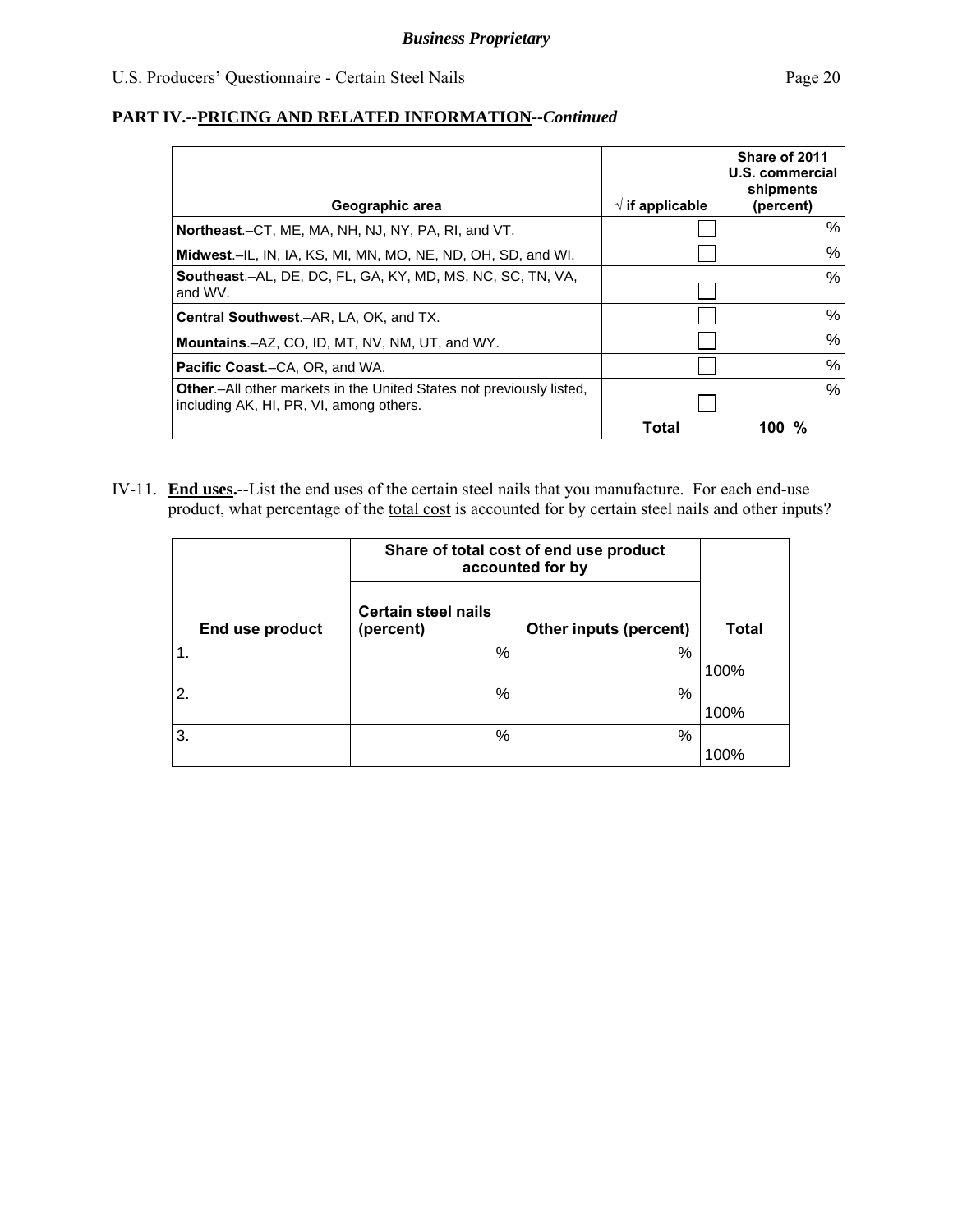## PART IV.--PRICING AND RELATED INFORMATION--*Continued*

| Geographic area | √ if applicable | Share of 2011 U.S. commercial shipments (percent) |
|---|---|---|
| **Northeast**.–CT, ME, MA, NH, NJ, NY, PA, RI, and VT. | ☐ | % |
| **Midwest**.–IL, IN, IA, KS, MI, MN, MO, NE, ND, OH, SD, and WI. | ☐ | % |
| **Southeast**.–AL, DE, DC, FL, GA, KY, MD, MS, NC, SC, TN, VA, and WV. | ☐ | % |
| **Central Southwest**.–AR, LA, OK, and TX. | ☐ | % |
| **Mountains**.–AZ, CO, ID, MT, NV, NM, UT, and WY. | ☐ | % |
| **Pacific Coast**.–CA, OR, and WA. | ☐ | % |
| **Other**.–All other markets in the United States not previously listed, including AK, HI, PR, VI, among others. | ☐ | % |
| | **Total** | **100 %** |

IV-11. **End uses.--**List the end uses of the certain steel nails that you manufacture. For each end-use product, what percentage of the total cost is accounted for by certain steel nails and other inputs?

| End use product | Share of total cost of end use product accounted for by | | Total |
|---|---|---|---|
| | Certain steel nails (percent) | Other inputs (percent) | |
| 1. | % | % | 100% |
| 2. | % | % | 100% |
| 3. | % | % | 100% |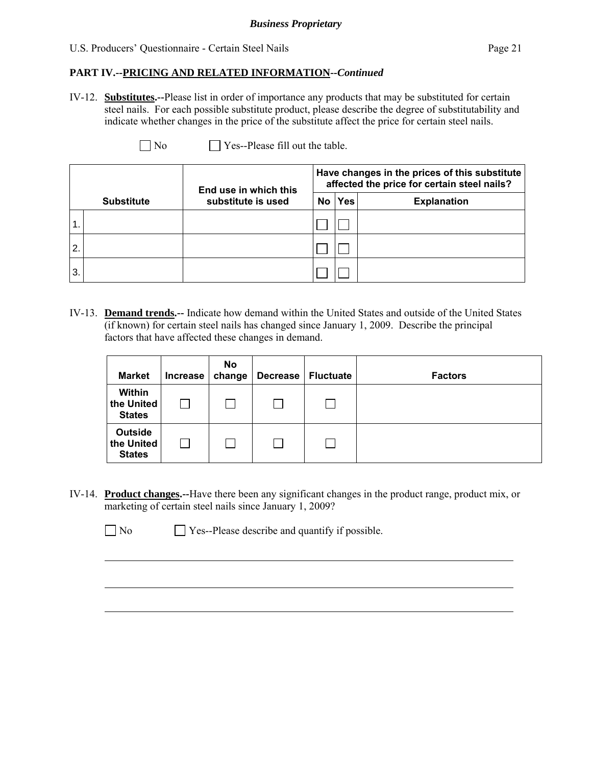## PART IV.--PRICING AND RELATED INFORMATION--*Continued*

IV-12. **Substitutes.**--Please list in order of importance any products that may be substituted for certain steel nails. For each possible substitute product, please describe the degree of substitutability and indicate whether changes in the price of the substitute affect the price for certain steel nails.

☐ No ☐ Yes--Please fill out the table.

| Substitute | End use in which this substitute is used | Have changes in the prices of this substitute affected the price for certain steel nails? | | |
|---|---|---|---|---|
| | | No | Yes | Explanation |
| 1. | | ☐ | ☐ | |
| 2. | | ☐ | ☐ | |
| 3. | | ☐ | ☐ | |

IV-13. **Demand trends.**-- Indicate how demand within the United States and outside of the United States (if known) for certain steel nails has changed since January 1, 2009. Describe the principal factors that have affected these changes in demand.

| Market | Increase | No change | Decrease | Fluctuate | Factors |
|---|---|---|---|---|---|
| Within the United States | ☐ | ☐ | ☐ | ☐ | |
| Outside the United States | ☐ | ☐ | ☐ | ☐ | |

IV-14. **Product changes.**--Have there been any significant changes in the product range, product mix, or marketing of certain steel nails since January 1, 2009?

☐ No ☐ Yes--Please describe and quantify if possible.

______________________________________________________________________

______________________________________________________________________

______________________________________________________________________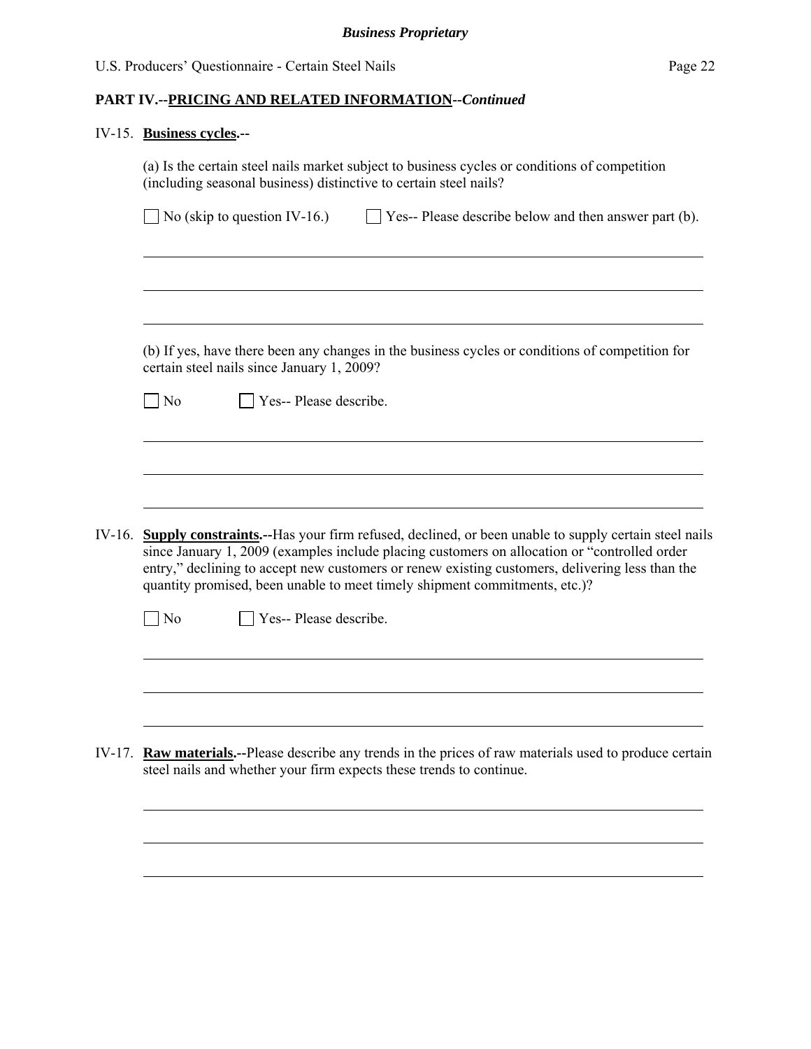## PART IV.--PRICING AND RELATED INFORMATION--*Continued*

IV-15. **Business cycles.**--

(a) Is the certain steel nails market subject to business cycles or conditions of competition (including seasonal business) distinctive to certain steel nails?

☐ No (skip to question IV-16.) ☐ Yes-- Please describe below and then answer part (b).

(b) If yes, have there been any changes in the business cycles or conditions of competition for certain steel nails since January 1, 2009?

☐ No ☐ Yes-- Please describe.

IV-16. **Supply constraints.**--Has your firm refused, declined, or been unable to supply certain steel nails since January 1, 2009 (examples include placing customers on allocation or "controlled order entry," declining to accept new customers or renew existing customers, delivering less than the quantity promised, been unable to meet timely shipment commitments, etc.)?

☐ No ☐ Yes-- Please describe.

IV-17. **Raw materials.**--Please describe any trends in the prices of raw materials used to produce certain steel nails and whether your firm expects these trends to continue.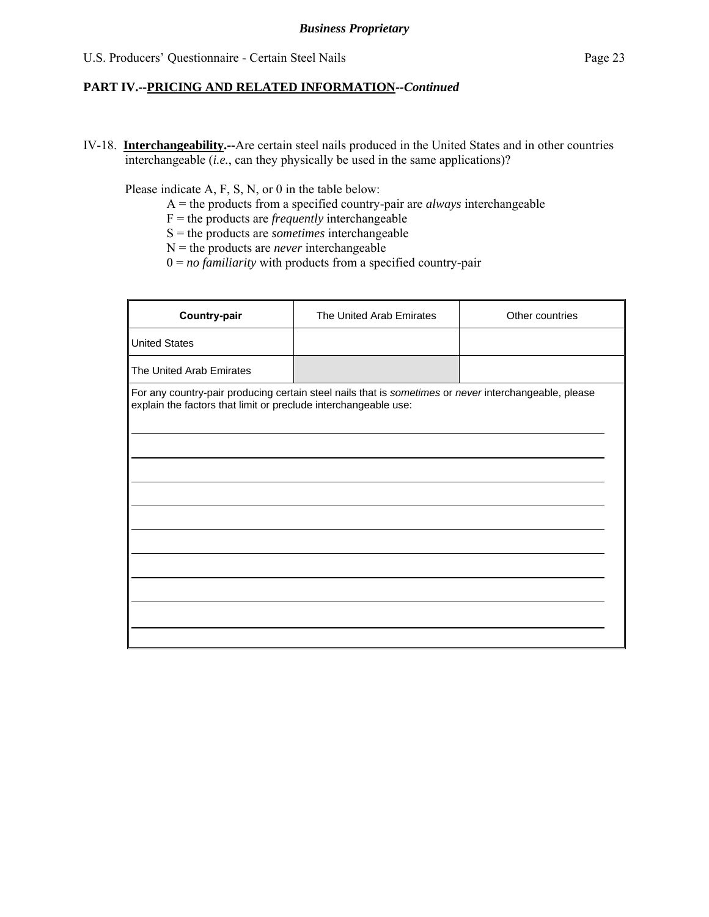**Business Proprietary**

## PART IV.--PRICING AND RELATED INFORMATION--*Continued*

IV-18. **Interchangeability.--**Are certain steel nails produced in the United States and in other countries interchangeable (*i.e.*, can they physically be used in the same applications)?

Please indicate A, F, S, N, or 0 in the table below:

A = the products from a specified country-pair are *always* interchangeable
F = the products are *frequently* interchangeable
S = the products are *sometimes* interchangeable
N = the products are *never* interchangeable
0 = *no familiarity* with products from a specified country-pair

| **Country-pair** | The United Arab Emirates | Other countries |
|---|---|---|
| United States | | |
| The United Arab Emirates | | |

For any country-pair producing certain steel nails that is *sometimes* or *never* interchangeable, please explain the factors that limit or preclude interchangeable use: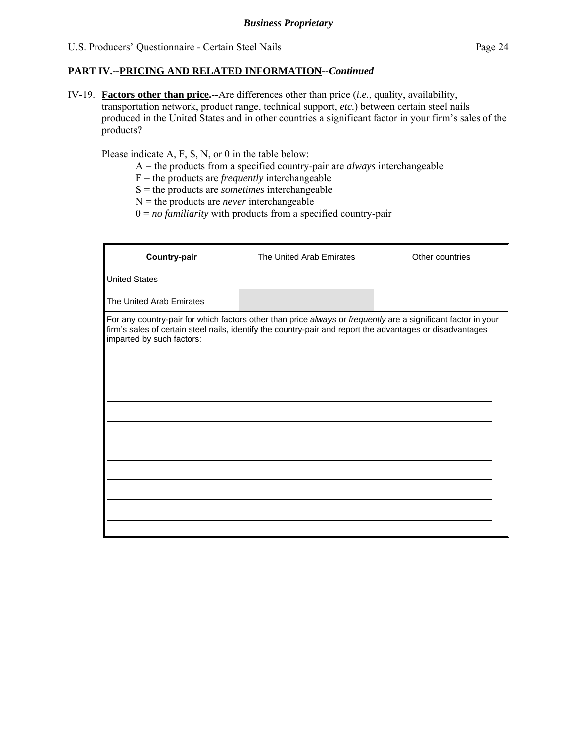**PART IV.--PRICING AND RELATED INFORMATION--*Continued***

IV-19. **Factors other than price.--**Are differences other than price (*i.e.*, quality, availability, transportation network, product range, technical support, *etc.*) between certain steel nails produced in the United States and in other countries a significant factor in your firm's sales of the products?

Please indicate A, F, S, N, or 0 in the table below:

A = the products from a specified country-pair are *always* interchangeable
F = the products are *frequently* interchangeable
S = the products are *sometimes* interchangeable
N = the products are *never* interchangeable
0 = *no familiarity* with products from a specified country-pair

| Country-pair | The United Arab Emirates | Other countries |
|---|---|---|
| United States | | |
| The United Arab Emirates | | |

For any country-pair for which factors other than price *always* or *frequently* are a significant factor in your firm's sales of certain steel nails, identify the country-pair and report the advantages or disadvantages imparted by such factors: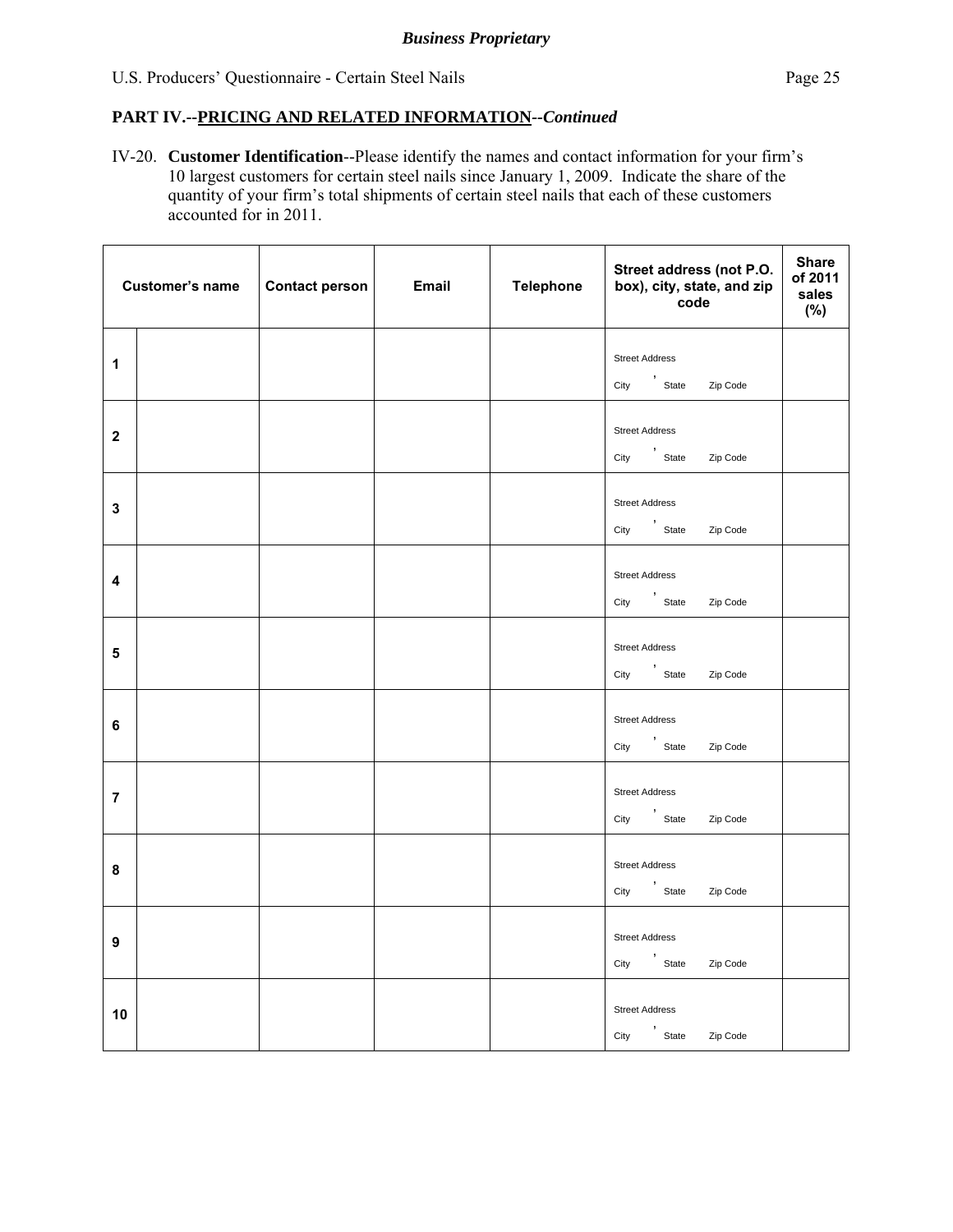*Business Proprietary*

## PART IV.--PRICING AND RELATED INFORMATION--*Continued*

IV-20. **Customer Identification**--Please identify the names and contact information for your firm's 10 largest customers for certain steel nails since January 1, 2009. Indicate the share of the quantity of your firm's total shipments of certain steel nails that each of these customers accounted for in 2011.

| Customer's name | | Contact person | Email | Telephone | Street address (not P.O. box), city, state, and zip code | Share of 2011 sales (%) |
|---|---|---|---|---|---|---|
| 1 | | | | | Street Address<br>City , State Zip Code | |
| 2 | | | | | Street Address<br>City , State Zip Code | |
| 3 | | | | | Street Address<br>City , State Zip Code | |
| 4 | | | | | Street Address<br>City , State Zip Code | |
| 5 | | | | | Street Address<br>City , State Zip Code | |
| 6 | | | | | Street Address<br>City , State Zip Code | |
| 7 | | | | | Street Address<br>City , State Zip Code | |
| 8 | | | | | Street Address<br>City , State Zip Code | |
| 9 | | | | | Street Address<br>City , State Zip Code | |
| 10 | | | | | Street Address<br>City , State Zip Code | |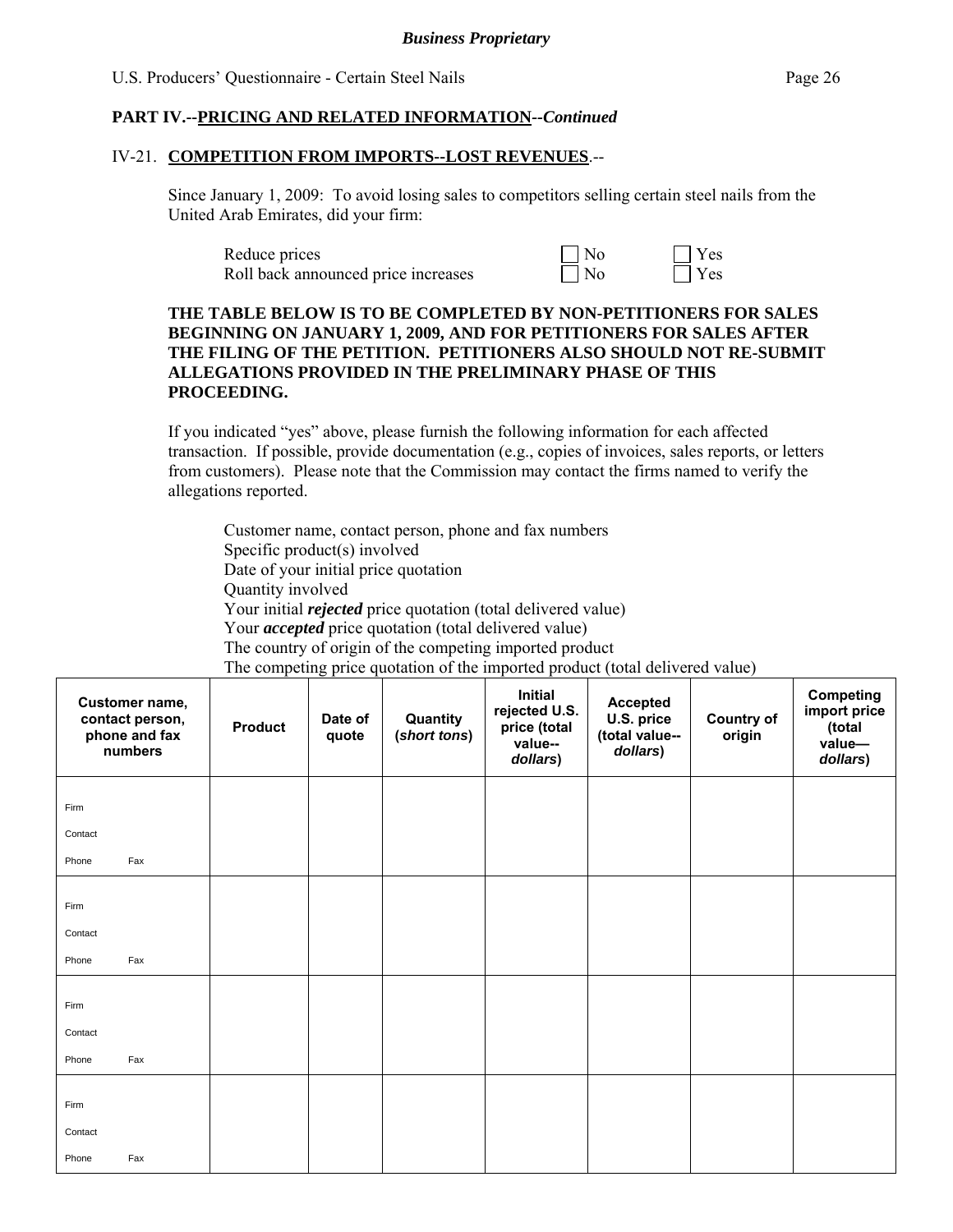## PART IV.--PRICING AND RELATED INFORMATION--*Continued*

### IV-21. COMPETITION FROM IMPORTS--LOST REVENUES.--

Since January 1, 2009: To avoid losing sales to competitors selling certain steel nails from the United Arab Emirates, did your firm:

| | | |
|---|---|---|
| Reduce prices | ☐ No | ☐ Yes |
| Roll back announced price increases | ☐ No | ☐ Yes |

**THE TABLE BELOW IS TO BE COMPLETED BY NON-PETITIONERS FOR SALES BEGINNING ON JANUARY 1, 2009, AND FOR PETITIONERS FOR SALES AFTER THE FILING OF THE PETITION. PETITIONERS ALSO SHOULD NOT RE-SUBMIT ALLEGATIONS PROVIDED IN THE PRELIMINARY PHASE OF THIS PROCEEDING.**

If you indicated "yes" above, please furnish the following information for each affected transaction. If possible, provide documentation (e.g., copies of invoices, sales reports, or letters from customers). Please note that the Commission may contact the firms named to verify the allegations reported.

Customer name, contact person, phone and fax numbers
Specific product(s) involved
Date of your initial price quotation
Quantity involved
Your initial ***rejected*** price quotation (total delivered value)
Your ***accepted*** price quotation (total delivered value)
The country of origin of the competing imported product
The competing price quotation of the imported product (total delivered value)

| Customer name, contact person, phone and fax numbers | Product | Date of quote | Quantity (*short tons*) | Initial rejected U.S. price (total value--*dollars*) | Accepted U.S. price (total value--*dollars*) | Country of origin | Competing import price (total value—*dollars*) |
|---|---|---|---|---|---|---|---|
| Firm<br>Contact<br>Phone Fax | | | | | | | |
| Firm<br>Contact<br>Phone Fax | | | | | | | |
| Firm<br>Contact<br>Phone Fax | | | | | | | |
| Firm<br>Contact<br>Phone Fax | | | | | | | |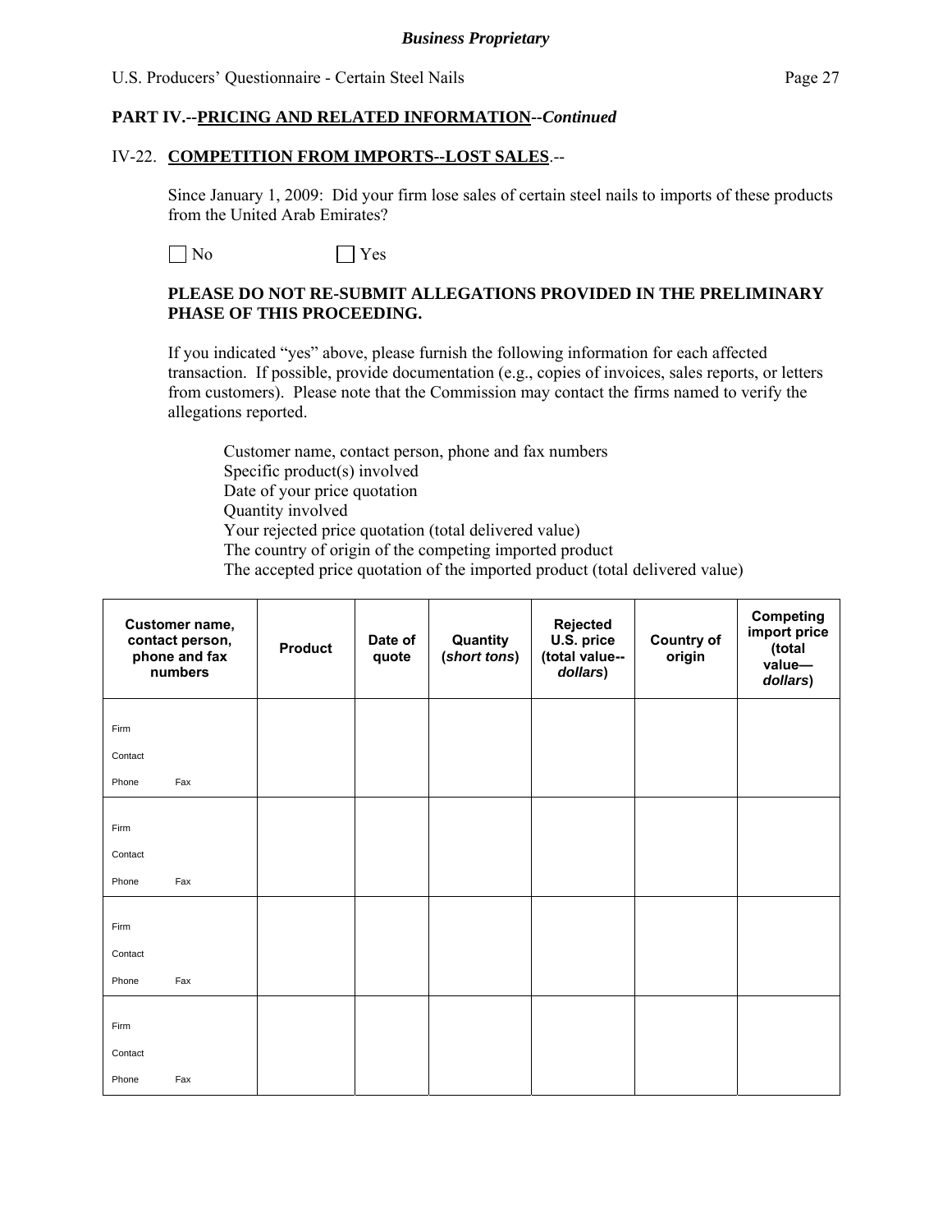**PART IV.--PRICING AND RELATED INFORMATION--*Continued***

IV-22. **COMPETITION FROM IMPORTS--LOST SALES**.--

Since January 1, 2009: Did your firm lose sales of certain steel nails to imports of these products from the United Arab Emirates?

☐ No ☐ Yes

**PLEASE DO NOT RE-SUBMIT ALLEGATIONS PROVIDED IN THE PRELIMINARY PHASE OF THIS PROCEEDING.**

If you indicated "yes" above, please furnish the following information for each affected transaction. If possible, provide documentation (e.g., copies of invoices, sales reports, or letters from customers). Please note that the Commission may contact the firms named to verify the allegations reported.

Customer name, contact person, phone and fax numbers
Specific product(s) involved
Date of your price quotation
Quantity involved
Your rejected price quotation (total delivered value)
The country of origin of the competing imported product
The accepted price quotation of the imported product (total delivered value)

| Customer name, contact person, phone and fax numbers | Product | Date of quote | Quantity (*short tons*) | Rejected U.S. price (total value--*dollars*) | Country of origin | Competing import price (total value—*dollars*) |
|---|---|---|---|---|---|---|
| Firm<br>Contact<br>Phone Fax | | | | | | |
| Firm<br>Contact<br>Phone Fax | | | | | | |
| Firm<br>Contact<br>Phone Fax | | | | | | |
| Firm<br>Contact<br>Phone Fax | | | | | | |